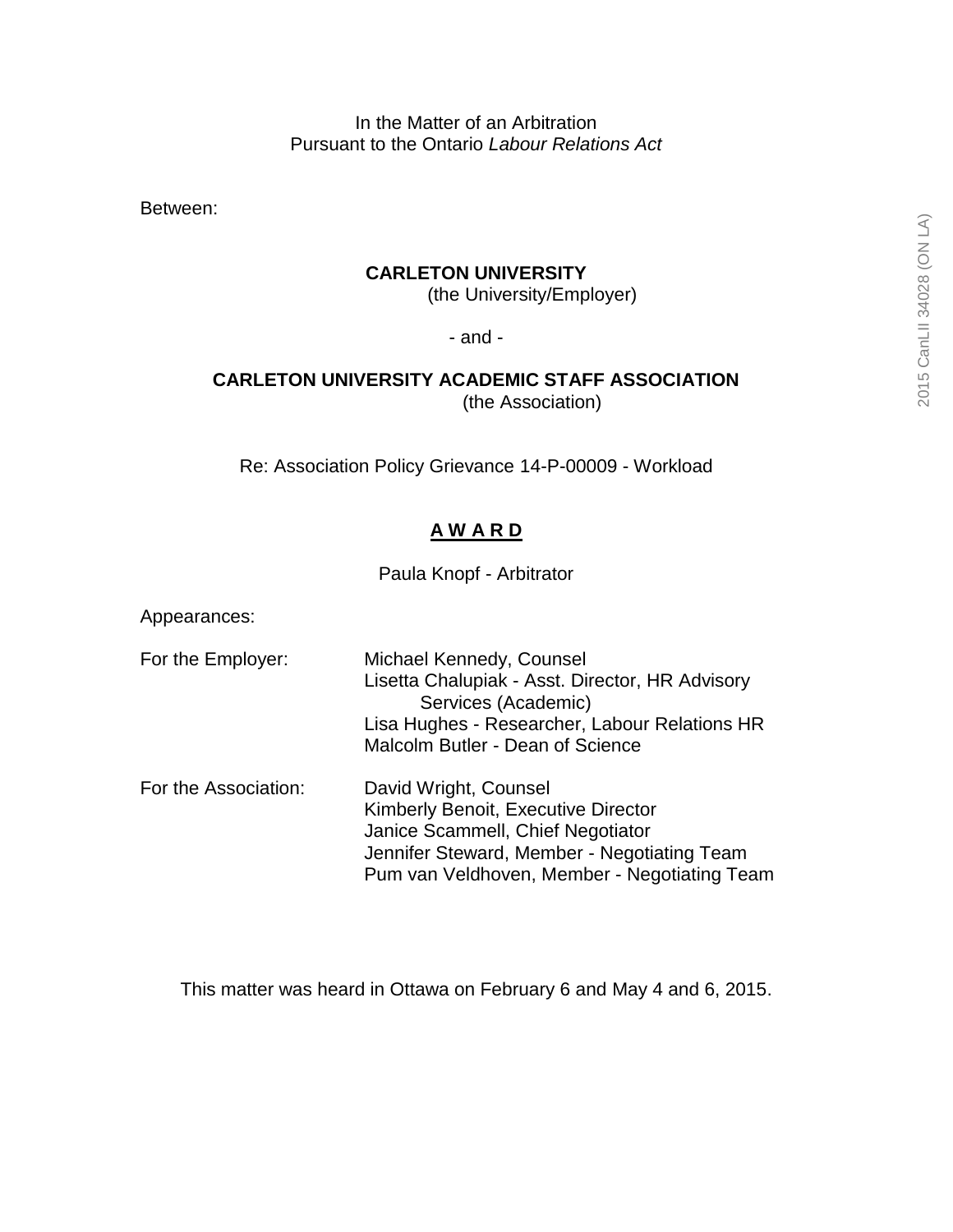In the Matter of an Arbitration
Pursuant to the Ontario *Labour Relations Act*

Between:

**CARLETON UNIVERSITY**
(the University/Employer)

- and -

**CARLETON UNIVERSITY ACADEMIC STAFF ASSOCIATION**
(the Association)

Re: Association Policy Grievance 14-P-00009 - Workload

# A W A R D

Paula Knopf - Arbitrator

Appearances:

| | |
|---|---|
| For the Employer: | Michael Kennedy, Counsel<br>Lisetta Chalupiak - Asst. Director, HR Advisory Services (Academic)<br>Lisa Hughes - Researcher, Labour Relations HR<br>Malcolm Butler - Dean of Science |
| For the Association: | David Wright, Counsel<br>Kimberly Benoit, Executive Director<br>Janice Scammell, Chief Negotiator<br>Jennifer Steward, Member - Negotiating Team<br>Pum van Veldhoven, Member - Negotiating Team |

This matter was heard in Ottawa on February 6 and May 4 and 6, 2015.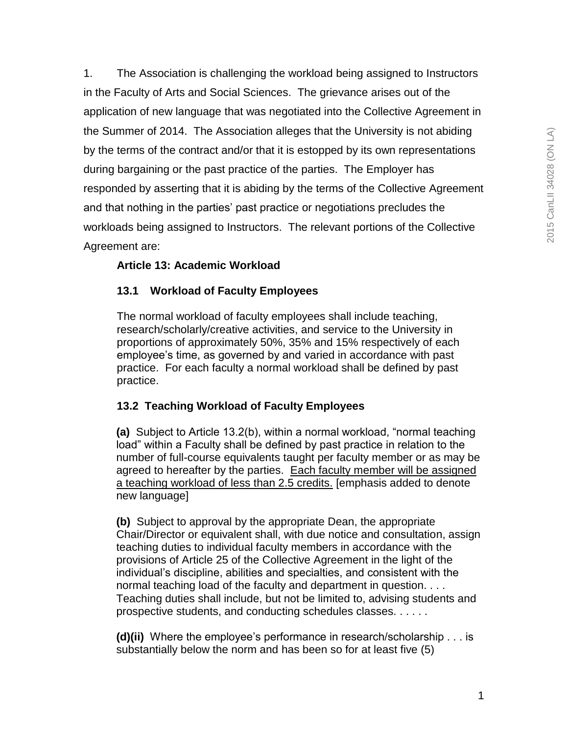1. The Association is challenging the workload being assigned to Instructors in the Faculty of Arts and Social Sciences. The grievance arises out of the application of new language that was negotiated into the Collective Agreement in the Summer of 2014. The Association alleges that the University is not abiding by the terms of the contract and/or that it is estopped by its own representations during bargaining or the past practice of the parties. The Employer has responded by asserting that it is abiding by the terms of the Collective Agreement and that nothing in the parties' past practice or negotiations precludes the workloads being assigned to Instructors. The relevant portions of the Collective Agreement are:

> **Article 13: Academic Workload**
>
> **13.1 Workload of Faculty Employees**
>
> The normal workload of faculty employees shall include teaching, research/scholarly/creative activities, and service to the University in proportions of approximately 50%, 35% and 15% respectively of each employee's time, as governed by and varied in accordance with past practice. For each faculty a normal workload shall be defined by past practice.
>
> **13.2 Teaching Workload of Faculty Employees**
>
> **(a)** Subject to Article 13.2(b), within a normal workload, "normal teaching load" within a Faculty shall be defined by past practice in relation to the number of full-course equivalents taught per faculty member or as may be agreed to hereafter by the parties. <u>Each faculty member will be assigned a teaching workload of less than 2.5 credits.</u> [emphasis added to denote new language]
>
> **(b)** Subject to approval by the appropriate Dean, the appropriate Chair/Director or equivalent shall, with due notice and consultation, assign teaching duties to individual faculty members in accordance with the provisions of Article 25 of the Collective Agreement in the light of the individual's discipline, abilities and specialties, and consistent with the normal teaching load of the faculty and department in question. . . . Teaching duties shall include, but not be limited to, advising students and prospective students, and conducting schedules classes. . . . . .
>
> **(d)(ii)** Where the employee's performance in research/scholarship . . . is substantially below the norm and has been so for at least five (5)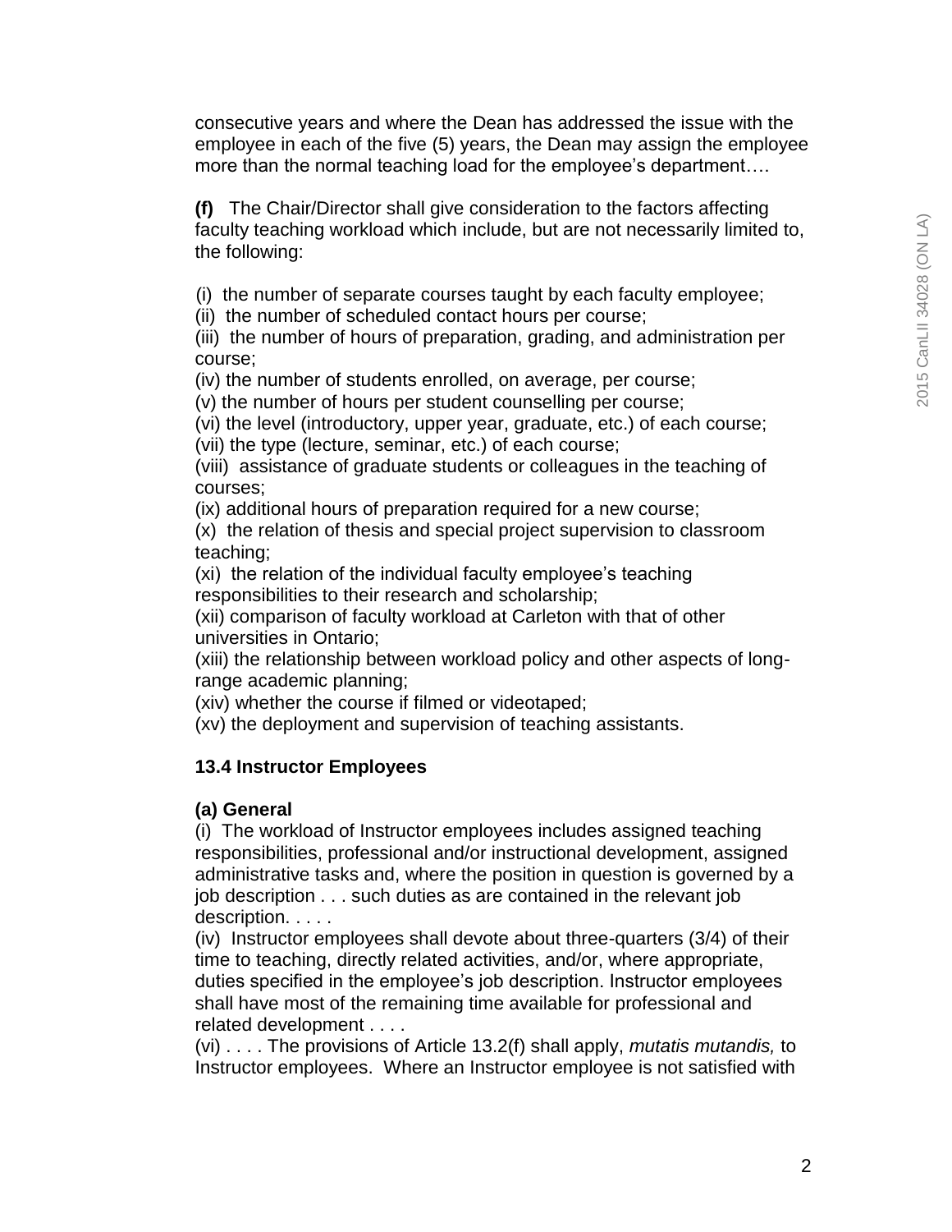consecutive years and where the Dean has addressed the issue with the employee in each of the five (5) years, the Dean may assign the employee more than the normal teaching load for the employee's department….

**(f)** The Chair/Director shall give consideration to the factors affecting faculty teaching workload which include, but are not necessarily limited to, the following:

(i) the number of separate courses taught by each faculty employee;
(ii) the number of scheduled contact hours per course;
(iii) the number of hours of preparation, grading, and administration per course;
(iv) the number of students enrolled, on average, per course;
(v) the number of hours per student counselling per course;
(vi) the level (introductory, upper year, graduate, etc.) of each course;
(vii) the type (lecture, seminar, etc.) of each course;
(viii) assistance of graduate students or colleagues in the teaching of courses;
(ix) additional hours of preparation required for a new course;
(x) the relation of thesis and special project supervision to classroom teaching;
(xi) the relation of the individual faculty employee's teaching responsibilities to their research and scholarship;
(xii) comparison of faculty workload at Carleton with that of other universities in Ontario;
(xiii) the relationship between workload policy and other aspects of long-range academic planning;
(xiv) whether the course if filmed or videotaped;
(xv) the deployment and supervision of teaching assistants.

**13.4 Instructor Employees**

**(a) General**
(i) The workload of Instructor employees includes assigned teaching responsibilities, professional and/or instructional development, assigned administrative tasks and, where the position in question is governed by a job description . . . such duties as are contained in the relevant job description. . . . .
(iv) Instructor employees shall devote about three-quarters (3/4) of their time to teaching, directly related activities, and/or, where appropriate, duties specified in the employee's job description. Instructor employees shall have most of the remaining time available for professional and related development . . . .
(vi) . . . . The provisions of Article 13.2(f) shall apply, *mutatis mutandis,* to Instructor employees. Where an Instructor employee is not satisfied with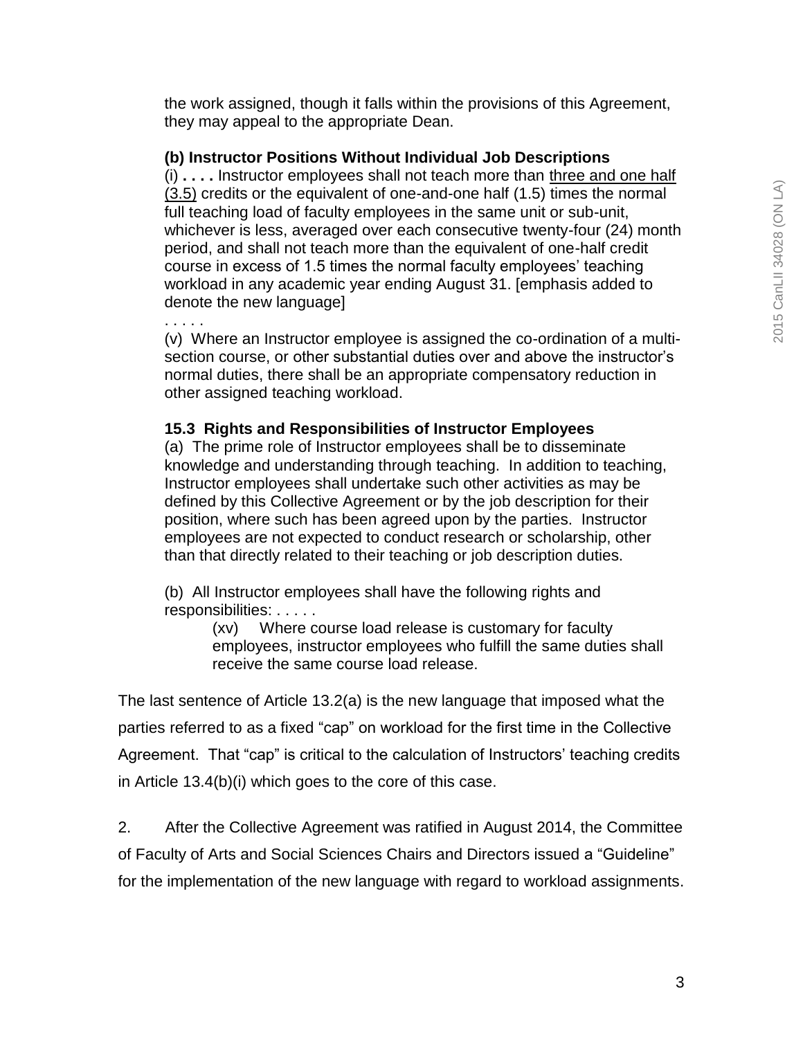the work assigned, though it falls within the provisions of this Agreement, they may appeal to the appropriate Dean.

**(b) Instructor Positions Without Individual Job Descriptions**

(i) **. . . .** Instructor employees shall not teach more than <u>three and one half (3.5)</u> credits or the equivalent of one-and-one half (1.5) times the normal full teaching load of faculty employees in the same unit or sub-unit, whichever is less, averaged over each consecutive twenty-four (24) month period, and shall not teach more than the equivalent of one-half credit course in excess of 1.5 times the normal faculty employees' teaching workload in any academic year ending August 31. [emphasis added to denote the new language]

. . . . .

(v) Where an Instructor employee is assigned the co-ordination of a multi-section course, or other substantial duties over and above the instructor's normal duties, there shall be an appropriate compensatory reduction in other assigned teaching workload.

**15.3 Rights and Responsibilities of Instructor Employees**

(a) The prime role of Instructor employees shall be to disseminate knowledge and understanding through teaching. In addition to teaching, Instructor employees shall undertake such other activities as may be defined by this Collective Agreement or by the job description for their position, where such has been agreed upon by the parties. Instructor employees are not expected to conduct research or scholarship, other than that directly related to their teaching or job description duties.

(b) All Instructor employees shall have the following rights and responsibilities: . . . . .

(xv) Where course load release is customary for faculty employees, instructor employees who fulfill the same duties shall receive the same course load release.

The last sentence of Article 13.2(a) is the new language that imposed what the parties referred to as a fixed "cap" on workload for the first time in the Collective Agreement. That "cap" is critical to the calculation of Instructors' teaching credits in Article 13.4(b)(i) which goes to the core of this case.

2. After the Collective Agreement was ratified in August 2014, the Committee of Faculty of Arts and Social Sciences Chairs and Directors issued a "Guideline" for the implementation of the new language with regard to workload assignments.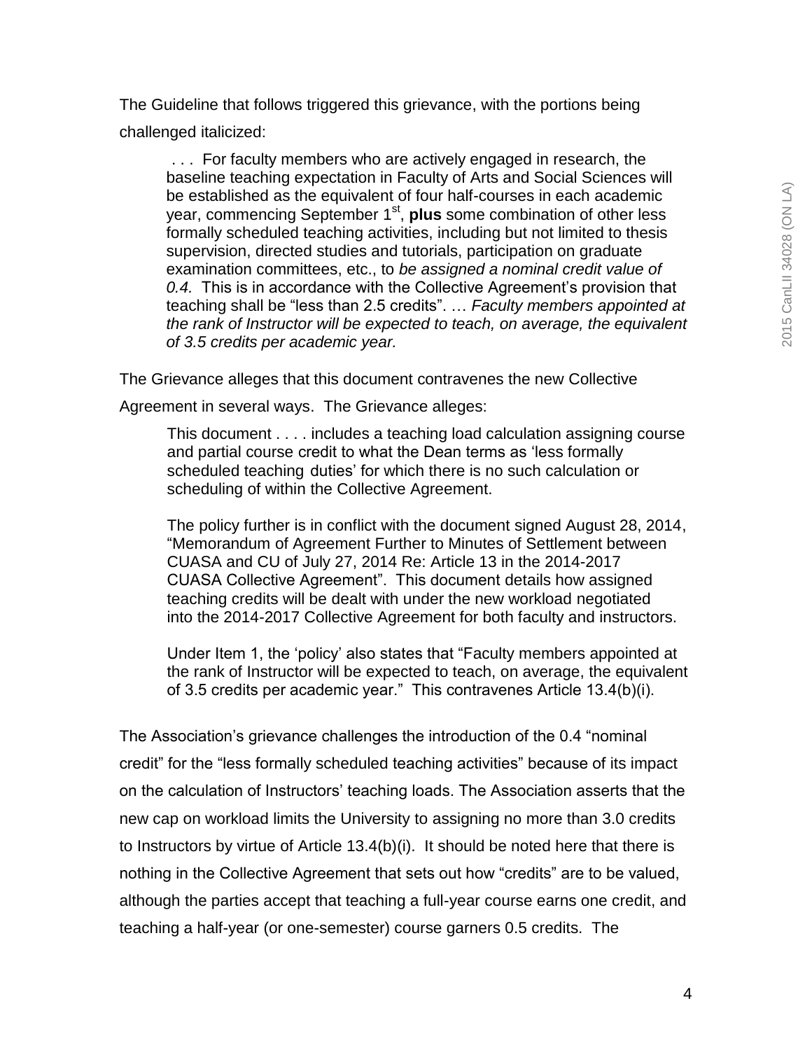The Guideline that follows triggered this grievance, with the portions being challenged italicized:

> . . . For faculty members who are actively engaged in research, the baseline teaching expectation in Faculty of Arts and Social Sciences will be established as the equivalent of four half-courses in each academic year, commencing September 1st, **plus** some combination of other less formally scheduled teaching activities, including but not limited to thesis supervision, directed studies and tutorials, participation on graduate examination committees, etc., to *be assigned a nominal credit value of 0.4.* This is in accordance with the Collective Agreement's provision that teaching shall be "less than 2.5 credits". … *Faculty members appointed at the rank of Instructor will be expected to teach, on average, the equivalent of 3.5 credits per academic year.*

The Grievance alleges that this document contravenes the new Collective Agreement in several ways. The Grievance alleges:

> This document . . . . includes a teaching load calculation assigning course and partial course credit to what the Dean terms as 'less formally scheduled teaching duties' for which there is no such calculation or scheduling of within the Collective Agreement.
>
> The policy further is in conflict with the document signed August 28, 2014, "Memorandum of Agreement Further to Minutes of Settlement between CUASA and CU of July 27, 2014 Re: Article 13 in the 2014-2017 CUASA Collective Agreement". This document details how assigned teaching credits will be dealt with under the new workload negotiated into the 2014-2017 Collective Agreement for both faculty and instructors.
>
> Under Item 1, the 'policy' also states that "Faculty members appointed at the rank of Instructor will be expected to teach, on average, the equivalent of 3.5 credits per academic year." This contravenes Article 13.4(b)(i).

The Association's grievance challenges the introduction of the 0.4 "nominal credit" for the "less formally scheduled teaching activities" because of its impact on the calculation of Instructors' teaching loads. The Association asserts that the new cap on workload limits the University to assigning no more than 3.0 credits to Instructors by virtue of Article 13.4(b)(i). It should be noted here that there is nothing in the Collective Agreement that sets out how "credits" are to be valued, although the parties accept that teaching a full-year course earns one credit, and teaching a half-year (or one-semester) course garners 0.5 credits. The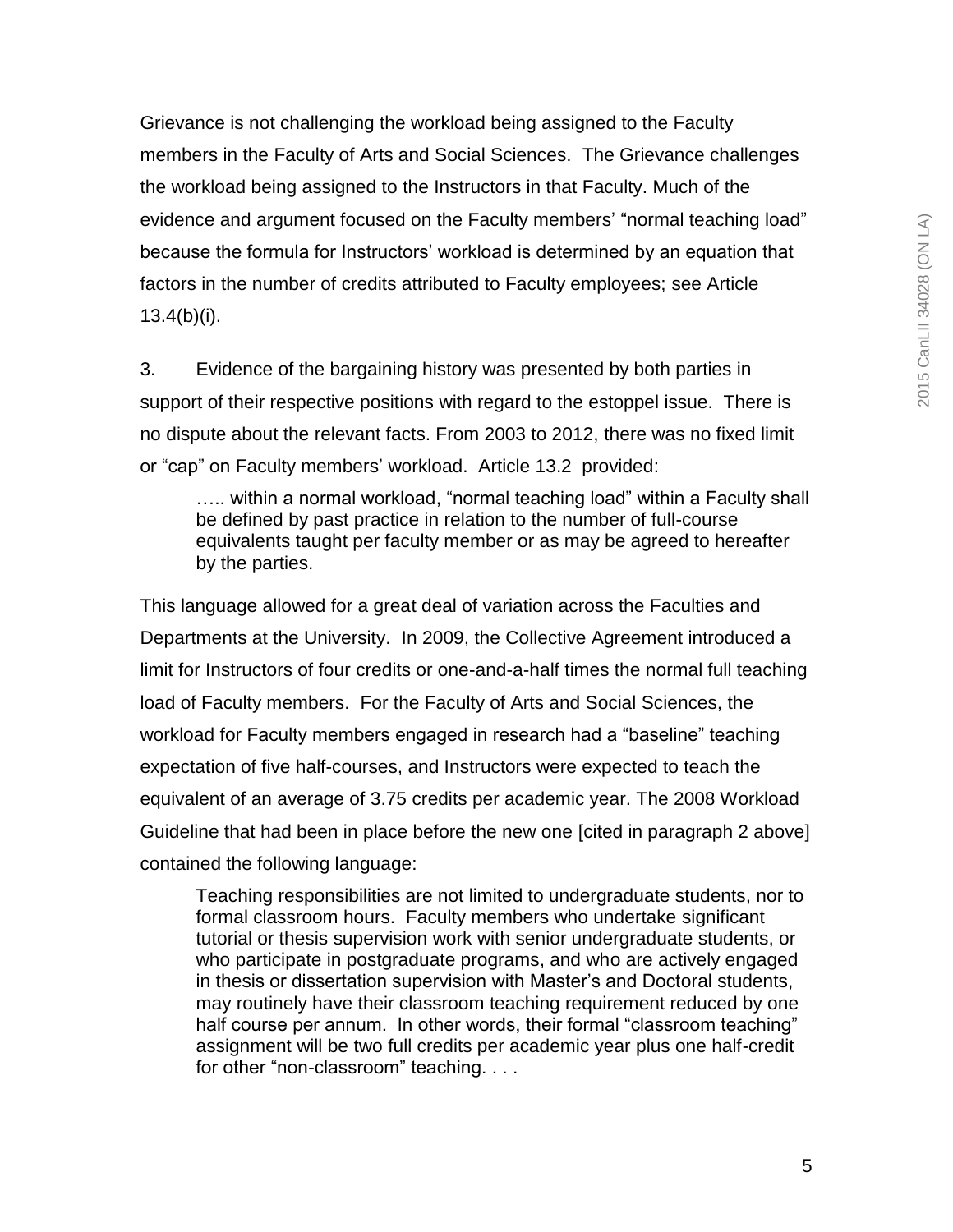Grievance is not challenging the workload being assigned to the Faculty members in the Faculty of Arts and Social Sciences. The Grievance challenges the workload being assigned to the Instructors in that Faculty. Much of the evidence and argument focused on the Faculty members' "normal teaching load" because the formula for Instructors' workload is determined by an equation that factors in the number of credits attributed to Faculty employees; see Article 13.4(b)(i).

3. Evidence of the bargaining history was presented by both parties in support of their respective positions with regard to the estoppel issue. There is no dispute about the relevant facts. From 2003 to 2012, there was no fixed limit or "cap" on Faculty members' workload. Article 13.2 provided:

> ….. within a normal workload, "normal teaching load" within a Faculty shall be defined by past practice in relation to the number of full-course equivalents taught per faculty member or as may be agreed to hereafter by the parties.

This language allowed for a great deal of variation across the Faculties and Departments at the University. In 2009, the Collective Agreement introduced a limit for Instructors of four credits or one-and-a-half times the normal full teaching load of Faculty members. For the Faculty of Arts and Social Sciences, the workload for Faculty members engaged in research had a "baseline" teaching expectation of five half-courses, and Instructors were expected to teach the equivalent of an average of 3.75 credits per academic year. The 2008 Workload Guideline that had been in place before the new one [cited in paragraph 2 above] contained the following language:

> Teaching responsibilities are not limited to undergraduate students, nor to formal classroom hours. Faculty members who undertake significant tutorial or thesis supervision work with senior undergraduate students, or who participate in postgraduate programs, and who are actively engaged in thesis or dissertation supervision with Master's and Doctoral students, may routinely have their classroom teaching requirement reduced by one half course per annum. In other words, their formal "classroom teaching" assignment will be two full credits per academic year plus one half-credit for other "non-classroom" teaching. . . .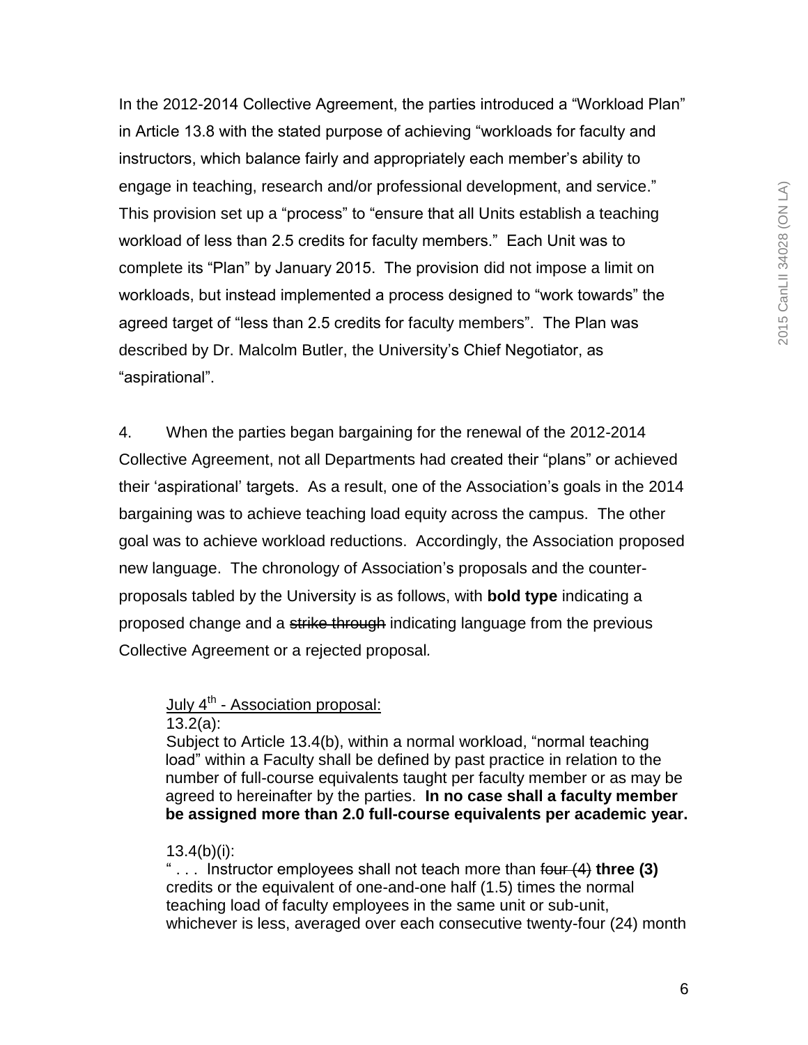In the 2012-2014 Collective Agreement, the parties introduced a "Workload Plan" in Article 13.8 with the stated purpose of achieving "workloads for faculty and instructors, which balance fairly and appropriately each member's ability to engage in teaching, research and/or professional development, and service." This provision set up a "process" to "ensure that all Units establish a teaching workload of less than 2.5 credits for faculty members." Each Unit was to complete its "Plan" by January 2015. The provision did not impose a limit on workloads, but instead implemented a process designed to "work towards" the agreed target of "less than 2.5 credits for faculty members". The Plan was described by Dr. Malcolm Butler, the University's Chief Negotiator, as "aspirational".

4. When the parties began bargaining for the renewal of the 2012-2014 Collective Agreement, not all Departments had created their "plans" or achieved their 'aspirational' targets. As a result, one of the Association's goals in the 2014 bargaining was to achieve teaching load equity across the campus. The other goal was to achieve workload reductions. Accordingly, the Association proposed new language. The chronology of Association's proposals and the counter-proposals tabled by the University is as follows, with **bold type** indicating a proposed change and a ~~strike through~~ indicating language from the previous Collective Agreement or a rejected proposal.

> <u>July 4th - Association proposal:</u>
>
> 13.2(a):
>
> Subject to Article 13.4(b), within a normal workload, "normal teaching load" within a Faculty shall be defined by past practice in relation to the number of full-course equivalents taught per faculty member or as may be agreed to hereinafter by the parties. **In no case shall a faculty member be assigned more than 2.0 full-course equivalents per academic year.**
>
> 13.4(b)(i):
>
> " . . . Instructor employees shall not teach more than ~~four (4)~~ **three (3)** credits or the equivalent of one-and-one half (1.5) times the normal teaching load of faculty employees in the same unit or sub-unit, whichever is less, averaged over each consecutive twenty-four (24) month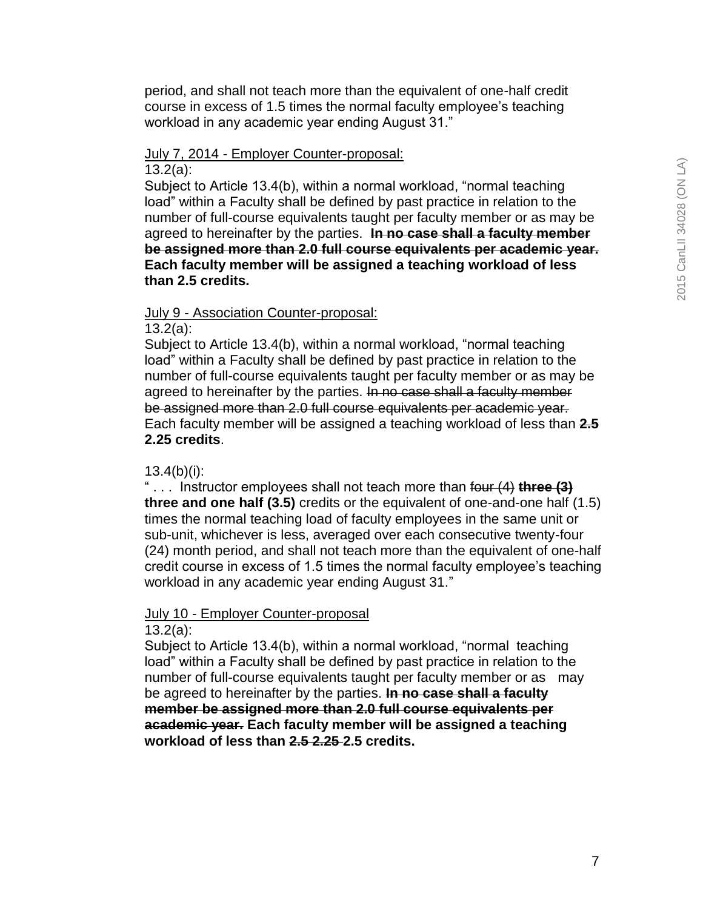period, and shall not teach more than the equivalent of one-half credit course in excess of 1.5 times the normal faculty employee's teaching workload in any academic year ending August 31."

<u>July 7, 2014 - Employer Counter-proposal:</u>
13.2(a):
Subject to Article 13.4(b), within a normal workload, "normal teaching load" within a Faculty shall be defined by past practice in relation to the number of full-course equivalents taught per faculty member or as may be agreed to hereinafter by the parties. **~~In no case shall a faculty member be assigned more than 2.0 full course equivalents per academic year.~~ Each faculty member will be assigned a teaching workload of less than 2.5 credits.**

<u>July 9 - Association Counter-proposal:</u>
13.2(a):
Subject to Article 13.4(b), within a normal workload, "normal teaching load" within a Faculty shall be defined by past practice in relation to the number of full-course equivalents taught per faculty member or as may be agreed to hereinafter by the parties. ~~In no case shall a faculty member be assigned more than 2.0 full course equivalents per academic year.~~ Each faculty member will be assigned a teaching workload of less than **~~2.5~~ 2.25 credits**.

13.4(b)(i):
" . . . Instructor employees shall not teach more than ~~four (4)~~ **~~three (3)~~ three and one half (3.5)** credits or the equivalent of one-and-one half (1.5) times the normal teaching load of faculty employees in the same unit or sub-unit, whichever is less, averaged over each consecutive twenty-four (24) month period, and shall not teach more than the equivalent of one-half credit course in excess of 1.5 times the normal faculty employee's teaching workload in any academic year ending August 31."

<u>July 10 - Employer Counter-proposal</u>
13.2(a):
Subject to Article 13.4(b), within a normal workload, "normal teaching load" within a Faculty shall be defined by past practice in relation to the number of full-course equivalents taught per faculty member or as may be agreed to hereinafter by the parties. **~~In no case shall a faculty member be assigned more than 2.0 full course equivalents per academic year.~~ Each faculty member will be assigned a teaching workload of less than ~~2.5 2.25~~ 2.5 credits.**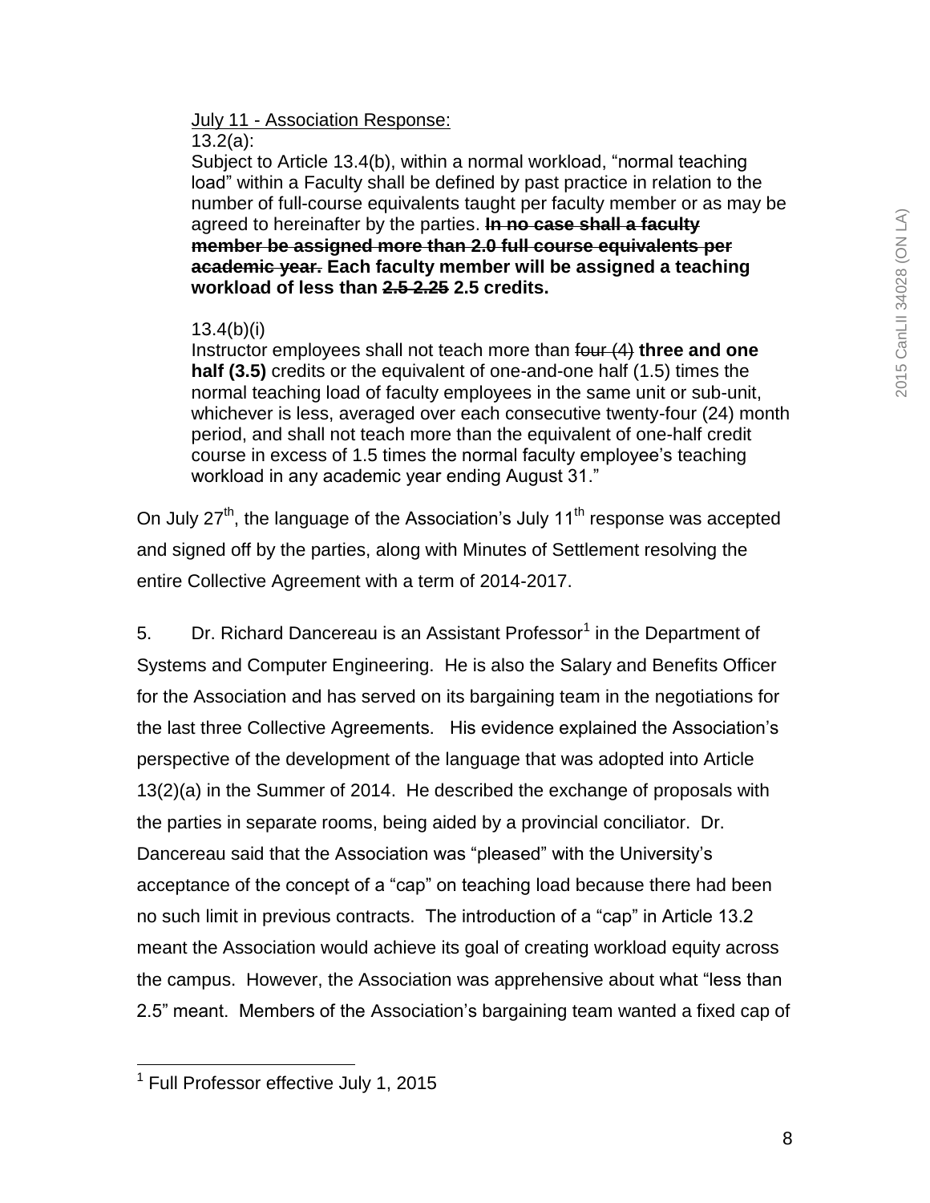July 11 - Association Response:

13.2(a):

Subject to Article 13.4(b), within a normal workload, "normal teaching load" within a Faculty shall be defined by past practice in relation to the number of full-course equivalents taught per faculty member or as may be agreed to hereinafter by the parties. **~~In no case shall a faculty member be assigned more than 2.0 full course equivalents per academic year.~~ Each faculty member will be assigned a teaching workload of less than ~~2.5 2.25~~ 2.5 credits.**

13.4(b)(i)

Instructor employees shall not teach more than ~~four (4)~~ **three and one half (3.5)** credits or the equivalent of one-and-one half (1.5) times the normal teaching load of faculty employees in the same unit or sub-unit, whichever is less, averaged over each consecutive twenty-four (24) month period, and shall not teach more than the equivalent of one-half credit course in excess of 1.5 times the normal faculty employee's teaching workload in any academic year ending August 31."

On July 27th, the language of the Association's July 11th response was accepted and signed off by the parties, along with Minutes of Settlement resolving the entire Collective Agreement with a term of 2014-2017.

5. Dr. Richard Dancereau is an Assistant Professor[1] in the Department of Systems and Computer Engineering. He is also the Salary and Benefits Officer for the Association and has served on its bargaining team in the negotiations for the last three Collective Agreements. His evidence explained the Association's perspective of the development of the language that was adopted into Article 13(2)(a) in the Summer of 2014. He described the exchange of proposals with the parties in separate rooms, being aided by a provincial conciliator. Dr. Dancereau said that the Association was "pleased" with the University's acceptance of the concept of a "cap" on teaching load because there had been no such limit in previous contracts. The introduction of a "cap" in Article 13.2 meant the Association would achieve its goal of creating workload equity across the campus. However, the Association was apprehensive about what "less than 2.5" meant. Members of the Association's bargaining team wanted a fixed cap of

[1] Full Professor effective July 1, 2015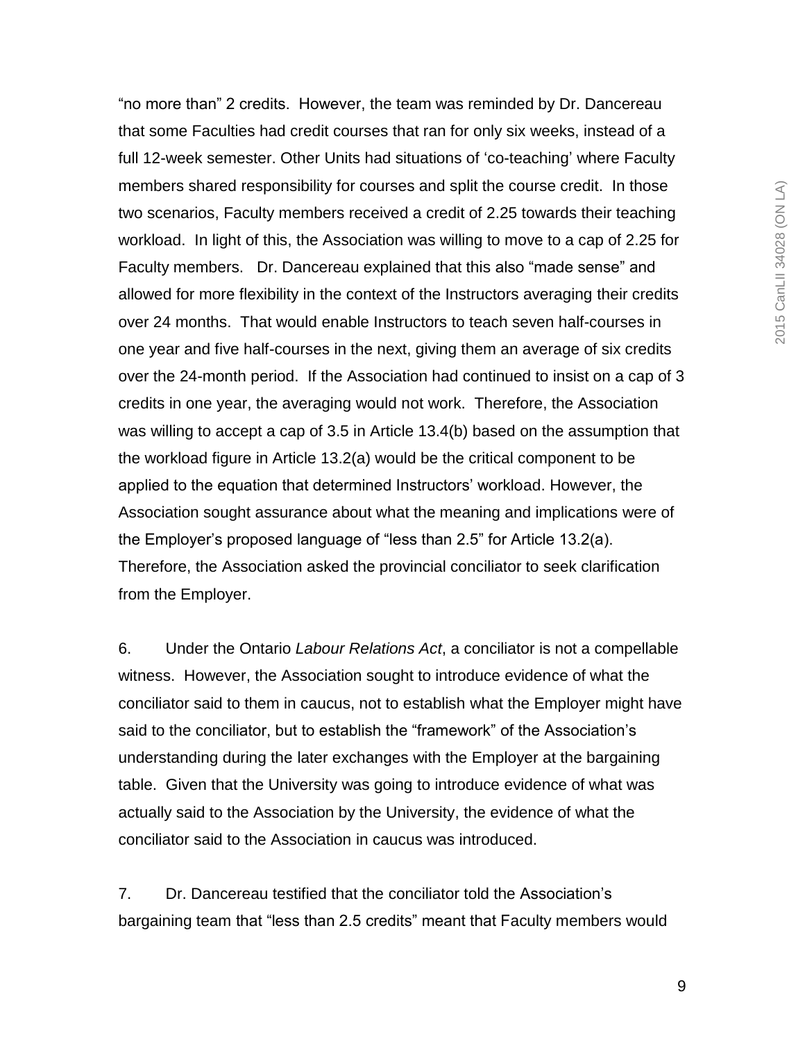"no more than" 2 credits. However, the team was reminded by Dr. Dancereau that some Faculties had credit courses that ran for only six weeks, instead of a full 12-week semester. Other Units had situations of 'co-teaching' where Faculty members shared responsibility for courses and split the course credit. In those two scenarios, Faculty members received a credit of 2.25 towards their teaching workload. In light of this, the Association was willing to move to a cap of 2.25 for Faculty members. Dr. Dancereau explained that this also "made sense" and allowed for more flexibility in the context of the Instructors averaging their credits over 24 months. That would enable Instructors to teach seven half-courses in one year and five half-courses in the next, giving them an average of six credits over the 24-month period. If the Association had continued to insist on a cap of 3 credits in one year, the averaging would not work. Therefore, the Association was willing to accept a cap of 3.5 in Article 13.4(b) based on the assumption that the workload figure in Article 13.2(a) would be the critical component to be applied to the equation that determined Instructors' workload. However, the Association sought assurance about what the meaning and implications were of the Employer's proposed language of "less than 2.5" for Article 13.2(a). Therefore, the Association asked the provincial conciliator to seek clarification from the Employer.

6. Under the Ontario *Labour Relations Act*, a conciliator is not a compellable witness. However, the Association sought to introduce evidence of what the conciliator said to them in caucus, not to establish what the Employer might have said to the conciliator, but to establish the "framework" of the Association's understanding during the later exchanges with the Employer at the bargaining table. Given that the University was going to introduce evidence of what was actually said to the Association by the University, the evidence of what the conciliator said to the Association in caucus was introduced.

7. Dr. Dancereau testified that the conciliator told the Association's bargaining team that "less than 2.5 credits" meant that Faculty members would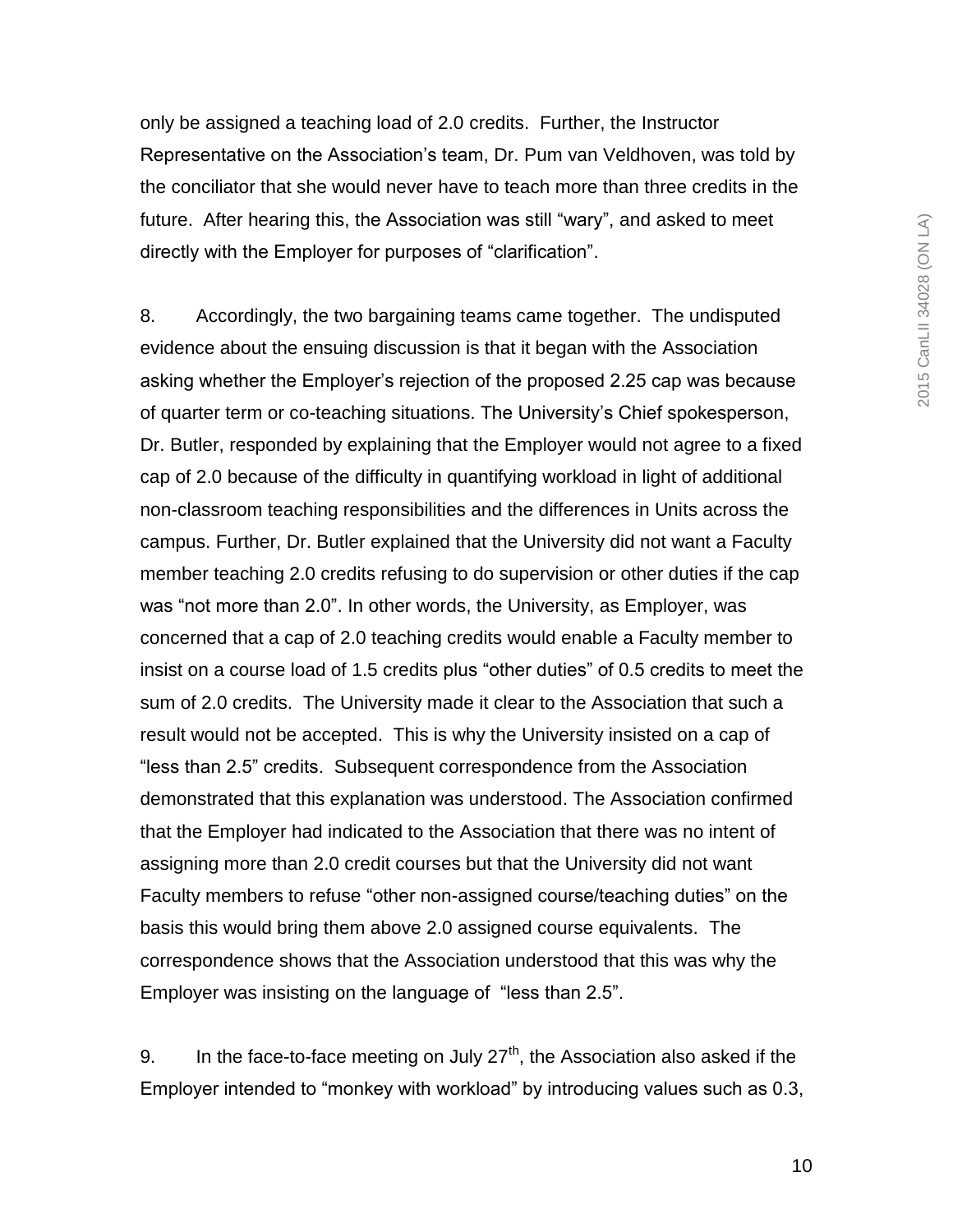only be assigned a teaching load of 2.0 credits. Further, the Instructor Representative on the Association's team, Dr. Pum van Veldhoven, was told by the conciliator that she would never have to teach more than three credits in the future. After hearing this, the Association was still "wary", and asked to meet directly with the Employer for purposes of "clarification".

8. Accordingly, the two bargaining teams came together. The undisputed evidence about the ensuing discussion is that it began with the Association asking whether the Employer's rejection of the proposed 2.25 cap was because of quarter term or co-teaching situations. The University's Chief spokesperson, Dr. Butler, responded by explaining that the Employer would not agree to a fixed cap of 2.0 because of the difficulty in quantifying workload in light of additional non-classroom teaching responsibilities and the differences in Units across the campus. Further, Dr. Butler explained that the University did not want a Faculty member teaching 2.0 credits refusing to do supervision or other duties if the cap was "not more than 2.0". In other words, the University, as Employer, was concerned that a cap of 2.0 teaching credits would enable a Faculty member to insist on a course load of 1.5 credits plus "other duties" of 0.5 credits to meet the sum of 2.0 credits. The University made it clear to the Association that such a result would not be accepted. This is why the University insisted on a cap of "less than 2.5" credits. Subsequent correspondence from the Association demonstrated that this explanation was understood. The Association confirmed that the Employer had indicated to the Association that there was no intent of assigning more than 2.0 credit courses but that the University did not want Faculty members to refuse "other non-assigned course/teaching duties" on the basis this would bring them above 2.0 assigned course equivalents. The correspondence shows that the Association understood that this was why the Employer was insisting on the language of "less than 2.5".

9. In the face-to-face meeting on July 27th, the Association also asked if the Employer intended to "monkey with workload" by introducing values such as 0.3,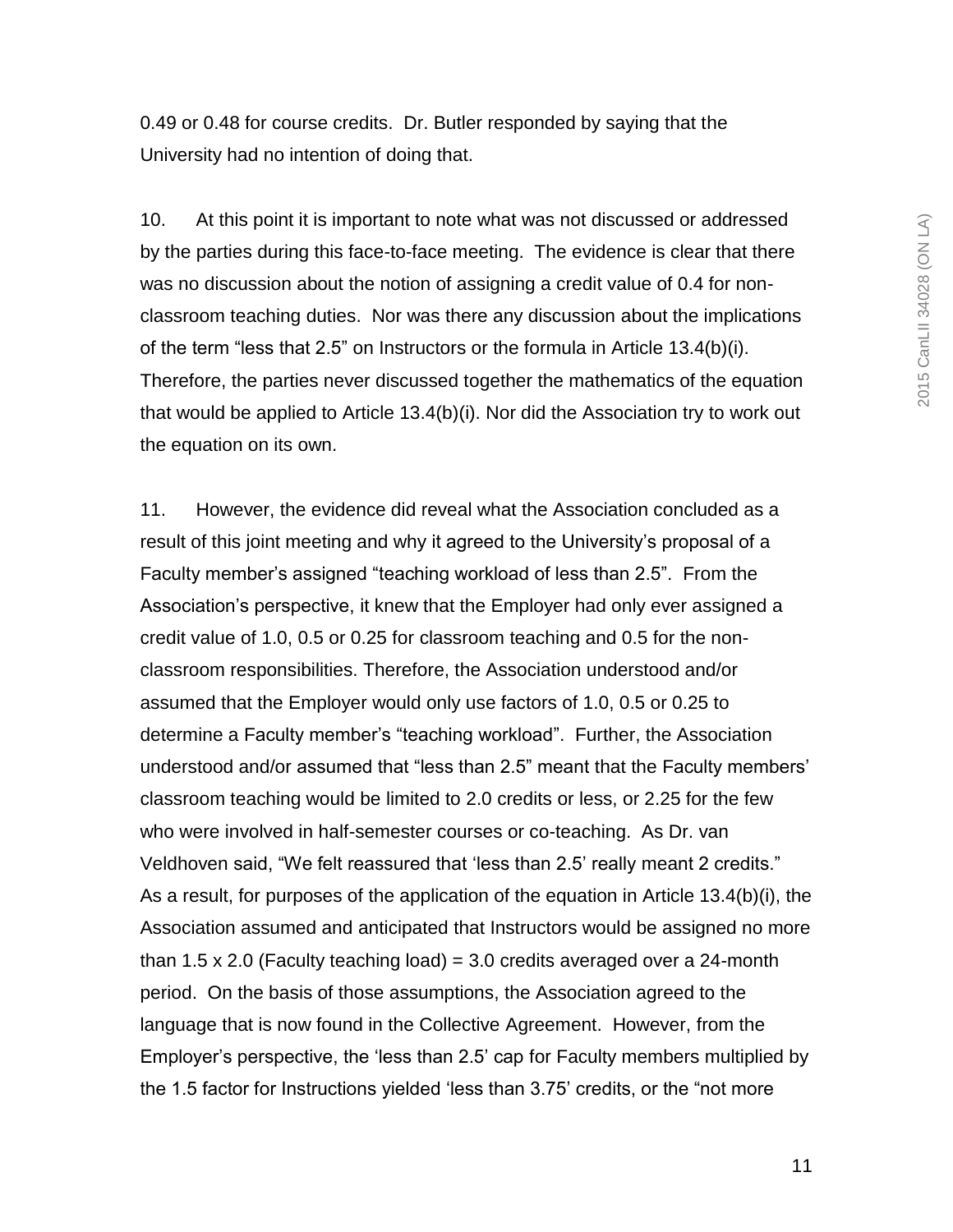0.49 or 0.48 for course credits. Dr. Butler responded by saying that the University had no intention of doing that.

10. At this point it is important to note what was not discussed or addressed by the parties during this face-to-face meeting. The evidence is clear that there was no discussion about the notion of assigning a credit value of 0.4 for non-classroom teaching duties. Nor was there any discussion about the implications of the term "less that 2.5" on Instructors or the formula in Article 13.4(b)(i). Therefore, the parties never discussed together the mathematics of the equation that would be applied to Article 13.4(b)(i). Nor did the Association try to work out the equation on its own.

11. However, the evidence did reveal what the Association concluded as a result of this joint meeting and why it agreed to the University's proposal of a Faculty member's assigned "teaching workload of less than 2.5". From the Association's perspective, it knew that the Employer had only ever assigned a credit value of 1.0, 0.5 or 0.25 for classroom teaching and 0.5 for the non-classroom responsibilities. Therefore, the Association understood and/or assumed that the Employer would only use factors of 1.0, 0.5 or 0.25 to determine a Faculty member's "teaching workload". Further, the Association understood and/or assumed that "less than 2.5" meant that the Faculty members' classroom teaching would be limited to 2.0 credits or less, or 2.25 for the few who were involved in half-semester courses or co-teaching. As Dr. van Veldhoven said, "We felt reassured that 'less than 2.5' really meant 2 credits." As a result, for purposes of the application of the equation in Article 13.4(b)(i), the Association assumed and anticipated that Instructors would be assigned no more than 1.5 x 2.0 (Faculty teaching load) = 3.0 credits averaged over a 24-month period. On the basis of those assumptions, the Association agreed to the language that is now found in the Collective Agreement. However, from the Employer's perspective, the 'less than 2.5' cap for Faculty members multiplied by the 1.5 factor for Instructions yielded 'less than 3.75' credits, or the "not more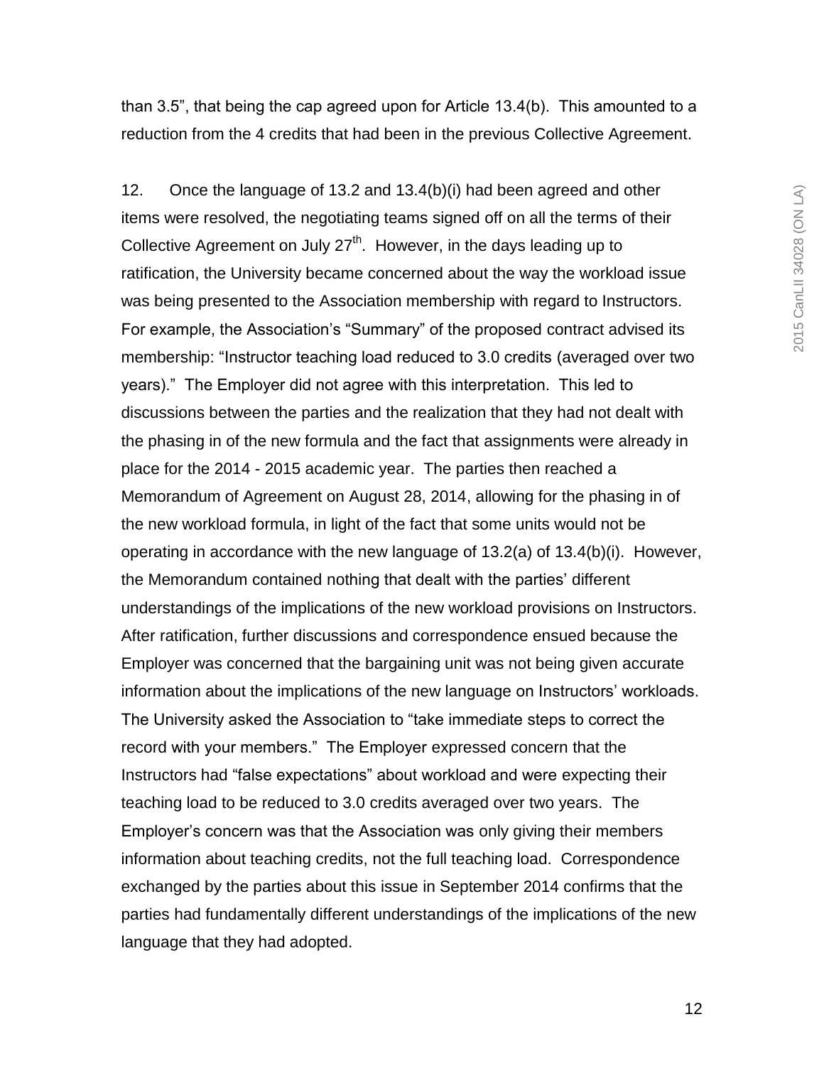than 3.5", that being the cap agreed upon for Article 13.4(b). This amounted to a reduction from the 4 credits that had been in the previous Collective Agreement.

12. Once the language of 13.2 and 13.4(b)(i) had been agreed and other items were resolved, the negotiating teams signed off on all the terms of their Collective Agreement on July 27th. However, in the days leading up to ratification, the University became concerned about the way the workload issue was being presented to the Association membership with regard to Instructors. For example, the Association's "Summary" of the proposed contract advised its membership: "Instructor teaching load reduced to 3.0 credits (averaged over two years)." The Employer did not agree with this interpretation. This led to discussions between the parties and the realization that they had not dealt with the phasing in of the new formula and the fact that assignments were already in place for the 2014 - 2015 academic year. The parties then reached a Memorandum of Agreement on August 28, 2014, allowing for the phasing in of the new workload formula, in light of the fact that some units would not be operating in accordance with the new language of 13.2(a) of 13.4(b)(i). However, the Memorandum contained nothing that dealt with the parties' different understandings of the implications of the new workload provisions on Instructors. After ratification, further discussions and correspondence ensued because the Employer was concerned that the bargaining unit was not being given accurate information about the implications of the new language on Instructors' workloads. The University asked the Association to "take immediate steps to correct the record with your members." The Employer expressed concern that the Instructors had "false expectations" about workload and were expecting their teaching load to be reduced to 3.0 credits averaged over two years. The Employer's concern was that the Association was only giving their members information about teaching credits, not the full teaching load. Correspondence exchanged by the parties about this issue in September 2014 confirms that the parties had fundamentally different understandings of the implications of the new language that they had adopted.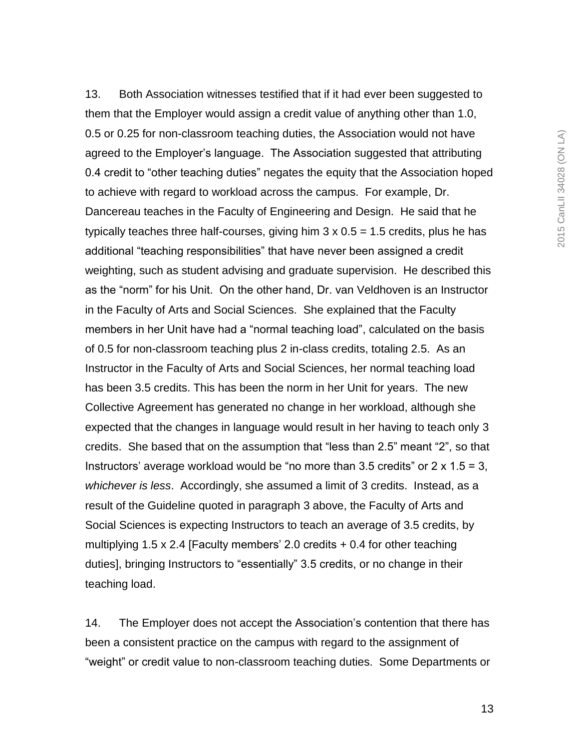13. Both Association witnesses testified that if it had ever been suggested to them that the Employer would assign a credit value of anything other than 1.0, 0.5 or 0.25 for non-classroom teaching duties, the Association would not have agreed to the Employer's language. The Association suggested that attributing 0.4 credit to "other teaching duties" negates the equity that the Association hoped to achieve with regard to workload across the campus. For example, Dr. Dancereau teaches in the Faculty of Engineering and Design. He said that he typically teaches three half-courses, giving him 3 x 0.5 = 1.5 credits, plus he has additional "teaching responsibilities" that have never been assigned a credit weighting, such as student advising and graduate supervision. He described this as the "norm" for his Unit. On the other hand, Dr. van Veldhoven is an Instructor in the Faculty of Arts and Social Sciences. She explained that the Faculty members in her Unit have had a "normal teaching load", calculated on the basis of 0.5 for non-classroom teaching plus 2 in-class credits, totaling 2.5. As an Instructor in the Faculty of Arts and Social Sciences, her normal teaching load has been 3.5 credits. This has been the norm in her Unit for years. The new Collective Agreement has generated no change in her workload, although she expected that the changes in language would result in her having to teach only 3 credits. She based that on the assumption that "less than 2.5" meant "2", so that Instructors' average workload would be "no more than 3.5 credits" or 2 x 1.5 = 3, *whichever is less*. Accordingly, she assumed a limit of 3 credits. Instead, as a result of the Guideline quoted in paragraph 3 above, the Faculty of Arts and Social Sciences is expecting Instructors to teach an average of 3.5 credits, by multiplying 1.5 x 2.4 [Faculty members' 2.0 credits + 0.4 for other teaching duties], bringing Instructors to "essentially" 3.5 credits, or no change in their teaching load.

14. The Employer does not accept the Association's contention that there has been a consistent practice on the campus with regard to the assignment of "weight" or credit value to non-classroom teaching duties. Some Departments or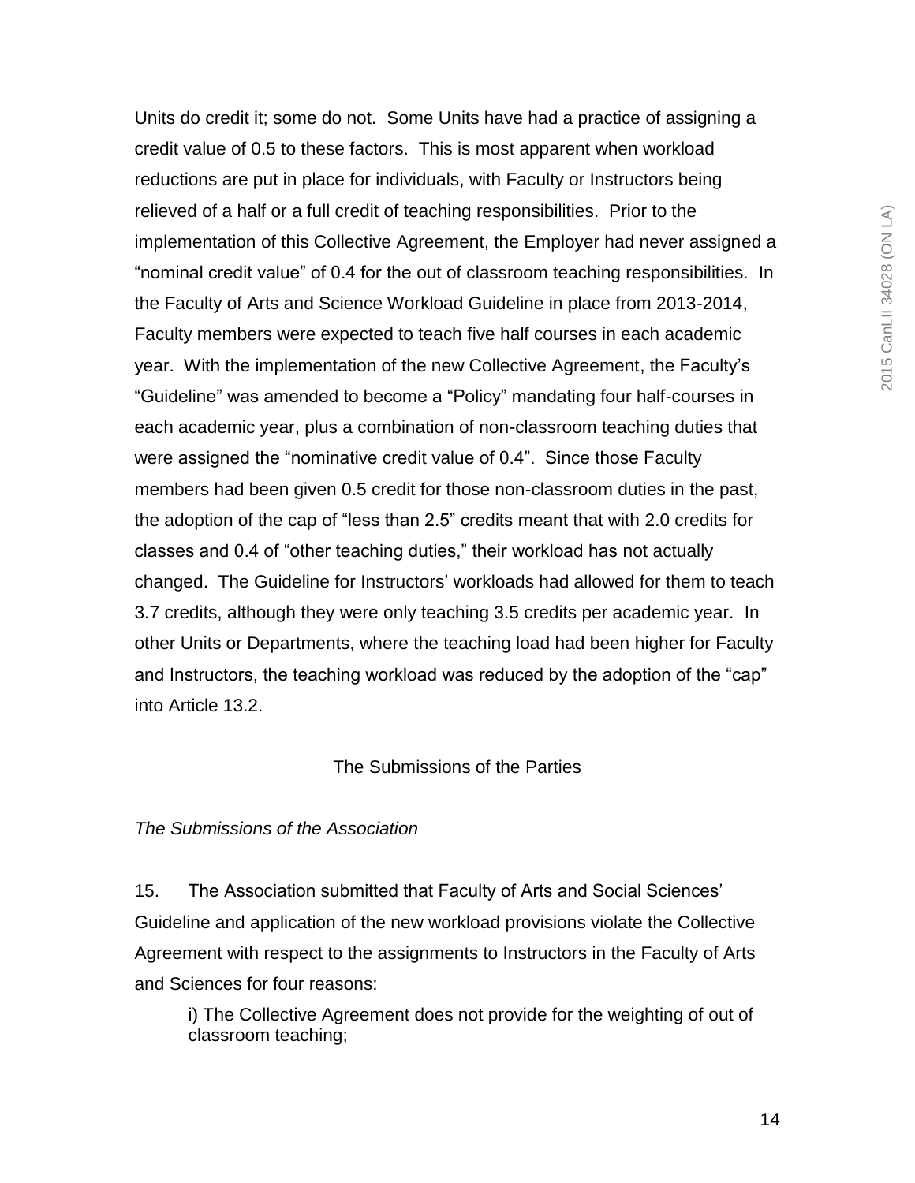Units do credit it; some do not. Some Units have had a practice of assigning a credit value of 0.5 to these factors. This is most apparent when workload reductions are put in place for individuals, with Faculty or Instructors being relieved of a half or a full credit of teaching responsibilities. Prior to the implementation of this Collective Agreement, the Employer had never assigned a "nominal credit value" of 0.4 for the out of classroom teaching responsibilities. In the Faculty of Arts and Science Workload Guideline in place from 2013-2014, Faculty members were expected to teach five half courses in each academic year. With the implementation of the new Collective Agreement, the Faculty's "Guideline" was amended to become a "Policy" mandating four half-courses in each academic year, plus a combination of non-classroom teaching duties that were assigned the "nominative credit value of 0.4". Since those Faculty members had been given 0.5 credit for those non-classroom duties in the past, the adoption of the cap of "less than 2.5" credits meant that with 2.0 credits for classes and 0.4 of "other teaching duties," their workload has not actually changed. The Guideline for Instructors' workloads had allowed for them to teach 3.7 credits, although they were only teaching 3.5 credits per academic year. In other Units or Departments, where the teaching load had been higher for Faculty and Instructors, the teaching workload was reduced by the adoption of the "cap" into Article 13.2.

## The Submissions of the Parties

### *The Submissions of the Association*

15. The Association submitted that Faculty of Arts and Social Sciences' Guideline and application of the new workload provisions violate the Collective Agreement with respect to the assignments to Instructors in the Faculty of Arts and Sciences for four reasons:

i) The Collective Agreement does not provide for the weighting of out of classroom teaching;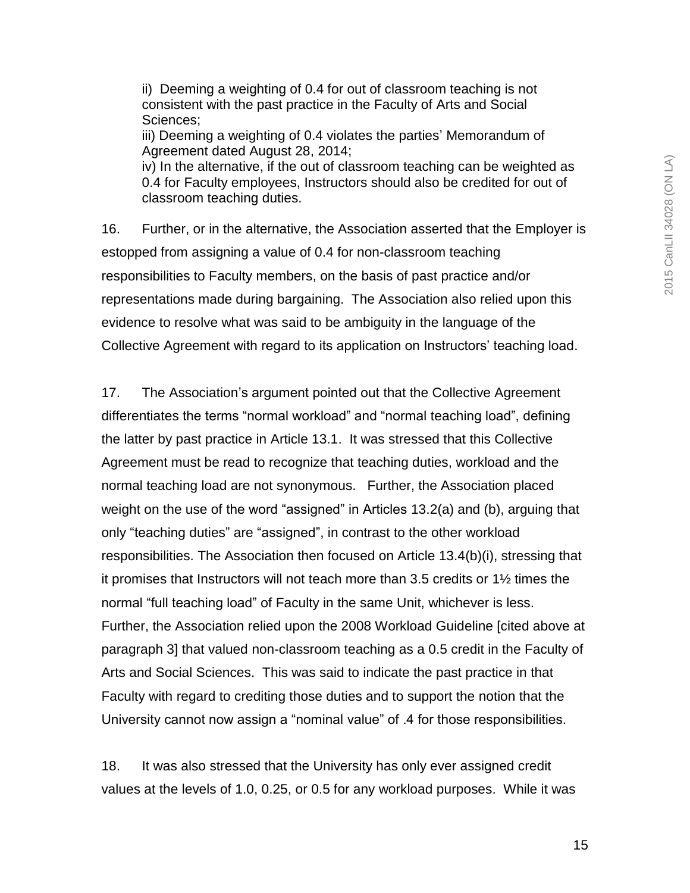ii) Deeming a weighting of 0.4 for out of classroom teaching is not consistent with the past practice in the Faculty of Arts and Social Sciences;

iii) Deeming a weighting of 0.4 violates the parties' Memorandum of Agreement dated August 28, 2014;

iv) In the alternative, if the out of classroom teaching can be weighted as 0.4 for Faculty employees, Instructors should also be credited for out of classroom teaching duties.

16. Further, or in the alternative, the Association asserted that the Employer is estopped from assigning a value of 0.4 for non-classroom teaching responsibilities to Faculty members, on the basis of past practice and/or representations made during bargaining. The Association also relied upon this evidence to resolve what was said to be ambiguity in the language of the Collective Agreement with regard to its application on Instructors' teaching load.

17. The Association's argument pointed out that the Collective Agreement differentiates the terms "normal workload" and "normal teaching load", defining the latter by past practice in Article 13.1. It was stressed that this Collective Agreement must be read to recognize that teaching duties, workload and the normal teaching load are not synonymous. Further, the Association placed weight on the use of the word "assigned" in Articles 13.2(a) and (b), arguing that only "teaching duties" are "assigned", in contrast to the other workload responsibilities. The Association then focused on Article 13.4(b)(i), stressing that it promises that Instructors will not teach more than 3.5 credits or 1½ times the normal "full teaching load" of Faculty in the same Unit, whichever is less. Further, the Association relied upon the 2008 Workload Guideline [cited above at paragraph 3] that valued non-classroom teaching as a 0.5 credit in the Faculty of Arts and Social Sciences. This was said to indicate the past practice in that Faculty with regard to crediting those duties and to support the notion that the University cannot now assign a "nominal value" of .4 for those responsibilities.

18. It was also stressed that the University has only ever assigned credit values at the levels of 1.0, 0.25, or 0.5 for any workload purposes. While it was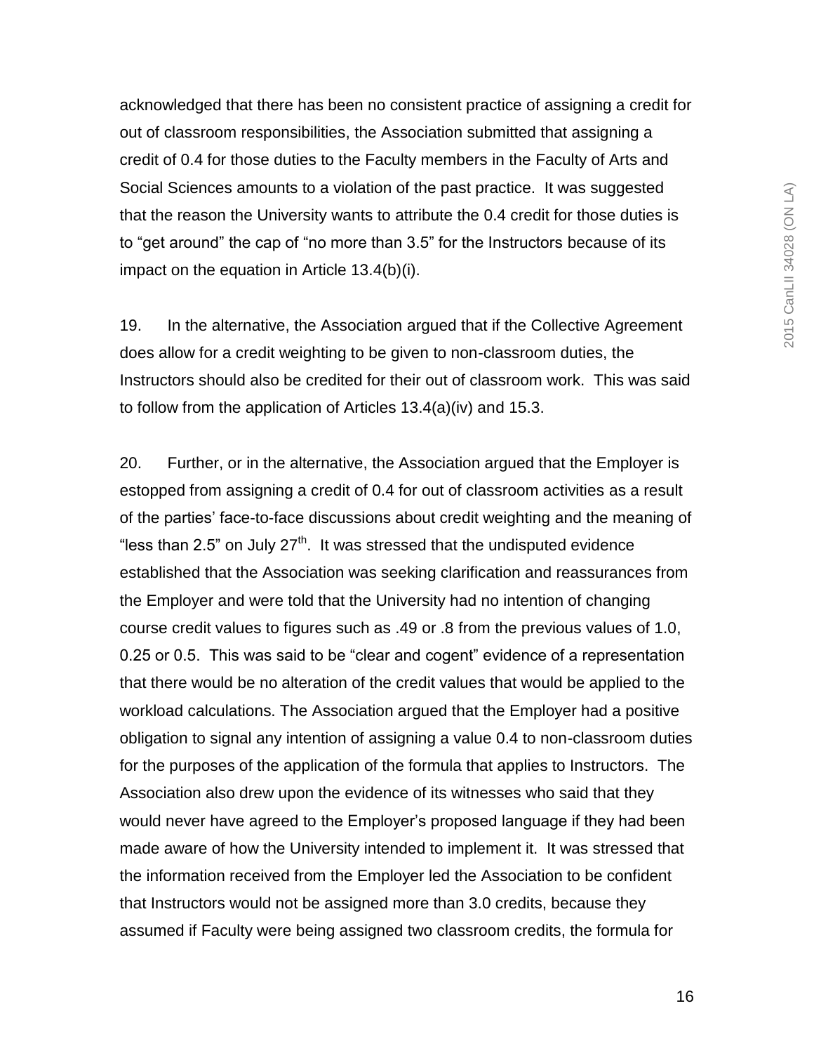acknowledged that there has been no consistent practice of assigning a credit for out of classroom responsibilities, the Association submitted that assigning a credit of 0.4 for those duties to the Faculty members in the Faculty of Arts and Social Sciences amounts to a violation of the past practice. It was suggested that the reason the University wants to attribute the 0.4 credit for those duties is to "get around" the cap of "no more than 3.5" for the Instructors because of its impact on the equation in Article 13.4(b)(i).

19. In the alternative, the Association argued that if the Collective Agreement does allow for a credit weighting to be given to non-classroom duties, the Instructors should also be credited for their out of classroom work. This was said to follow from the application of Articles 13.4(a)(iv) and 15.3.

20. Further, or in the alternative, the Association argued that the Employer is estopped from assigning a credit of 0.4 for out of classroom activities as a result of the parties' face-to-face discussions about credit weighting and the meaning of "less than 2.5" on July 27th. It was stressed that the undisputed evidence established that the Association was seeking clarification and reassurances from the Employer and were told that the University had no intention of changing course credit values to figures such as .49 or .8 from the previous values of 1.0, 0.25 or 0.5. This was said to be "clear and cogent" evidence of a representation that there would be no alteration of the credit values that would be applied to the workload calculations. The Association argued that the Employer had a positive obligation to signal any intention of assigning a value 0.4 to non-classroom duties for the purposes of the application of the formula that applies to Instructors. The Association also drew upon the evidence of its witnesses who said that they would never have agreed to the Employer's proposed language if they had been made aware of how the University intended to implement it. It was stressed that the information received from the Employer led the Association to be confident that Instructors would not be assigned more than 3.0 credits, because they assumed if Faculty were being assigned two classroom credits, the formula for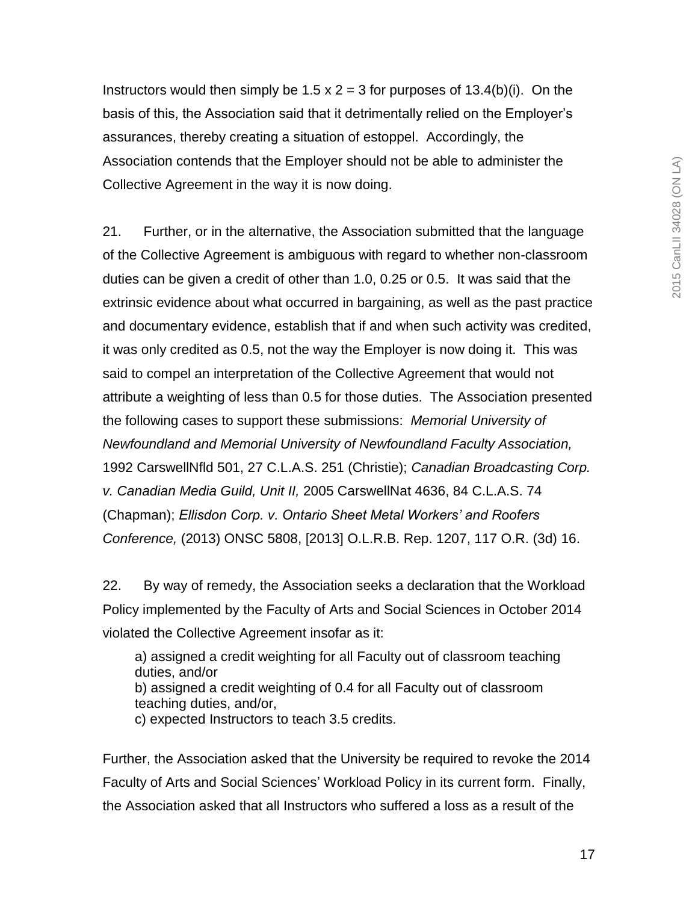Instructors would then simply be 1.5 x 2 = 3 for purposes of 13.4(b)(i). On the basis of this, the Association said that it detrimentally relied on the Employer's assurances, thereby creating a situation of estoppel. Accordingly, the Association contends that the Employer should not be able to administer the Collective Agreement in the way it is now doing.

21. Further, or in the alternative, the Association submitted that the language of the Collective Agreement is ambiguous with regard to whether non-classroom duties can be given a credit of other than 1.0, 0.25 or 0.5. It was said that the extrinsic evidence about what occurred in bargaining, as well as the past practice and documentary evidence, establish that if and when such activity was credited, it was only credited as 0.5, not the way the Employer is now doing it. This was said to compel an interpretation of the Collective Agreement that would not attribute a weighting of less than 0.5 for those duties. The Association presented the following cases to support these submissions: *Memorial University of Newfoundland and Memorial University of Newfoundland Faculty Association,* 1992 CarswellNfld 501, 27 C.L.A.S. 251 (Christie); *Canadian Broadcasting Corp. v. Canadian Media Guild, Unit II,* 2005 CarswellNat 4636, 84 C.L.A.S. 74 (Chapman); *Ellisdon Corp. v. Ontario Sheet Metal Workers' and Roofers Conference,* (2013) ONSC 5808, [2013] O.L.R.B. Rep. 1207, 117 O.R. (3d) 16.

22. By way of remedy, the Association seeks a declaration that the Workload Policy implemented by the Faculty of Arts and Social Sciences in October 2014 violated the Collective Agreement insofar as it:

> a) assigned a credit weighting for all Faculty out of classroom teaching duties, and/or
> b) assigned a credit weighting of 0.4 for all Faculty out of classroom teaching duties, and/or,
> c) expected Instructors to teach 3.5 credits.

Further, the Association asked that the University be required to revoke the 2014 Faculty of Arts and Social Sciences' Workload Policy in its current form. Finally, the Association asked that all Instructors who suffered a loss as a result of the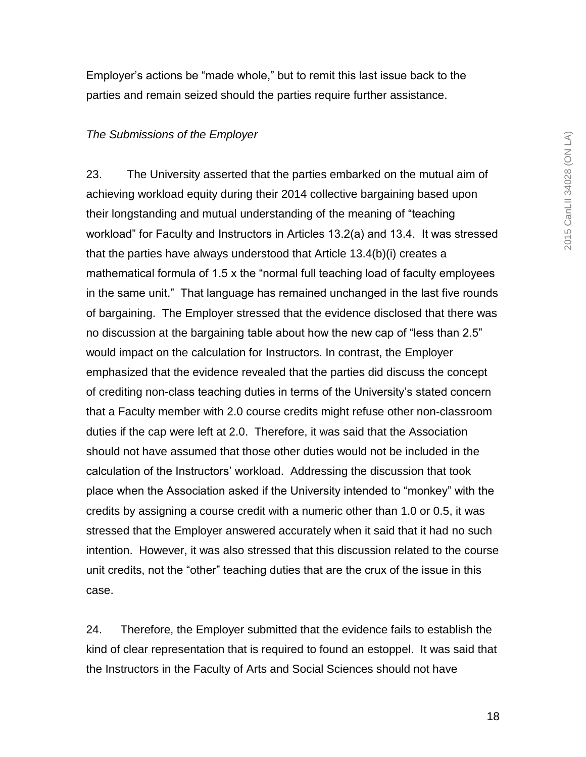Employer's actions be "made whole," but to remit this last issue back to the parties and remain seized should the parties require further assistance.

*The Submissions of the Employer*

23. The University asserted that the parties embarked on the mutual aim of achieving workload equity during their 2014 collective bargaining based upon their longstanding and mutual understanding of the meaning of "teaching workload" for Faculty and Instructors in Articles 13.2(a) and 13.4. It was stressed that the parties have always understood that Article 13.4(b)(i) creates a mathematical formula of 1.5 x the "normal full teaching load of faculty employees in the same unit." That language has remained unchanged in the last five rounds of bargaining. The Employer stressed that the evidence disclosed that there was no discussion at the bargaining table about how the new cap of "less than 2.5" would impact on the calculation for Instructors. In contrast, the Employer emphasized that the evidence revealed that the parties did discuss the concept of crediting non-class teaching duties in terms of the University's stated concern that a Faculty member with 2.0 course credits might refuse other non-classroom duties if the cap were left at 2.0. Therefore, it was said that the Association should not have assumed that those other duties would not be included in the calculation of the Instructors' workload. Addressing the discussion that took place when the Association asked if the University intended to "monkey" with the credits by assigning a course credit with a numeric other than 1.0 or 0.5, it was stressed that the Employer answered accurately when it said that it had no such intention. However, it was also stressed that this discussion related to the course unit credits, not the "other" teaching duties that are the crux of the issue in this case.

24. Therefore, the Employer submitted that the evidence fails to establish the kind of clear representation that is required to found an estoppel. It was said that the Instructors in the Faculty of Arts and Social Sciences should not have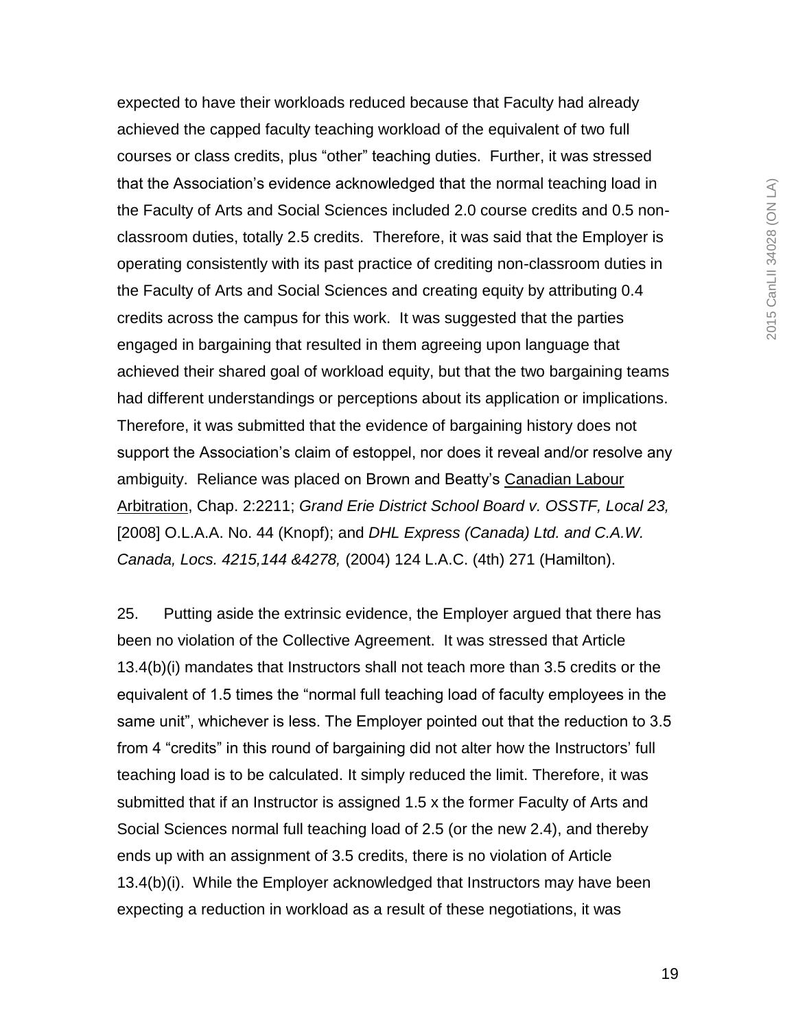expected to have their workloads reduced because that Faculty had already achieved the capped faculty teaching workload of the equivalent of two full courses or class credits, plus "other" teaching duties. Further, it was stressed that the Association's evidence acknowledged that the normal teaching load in the Faculty of Arts and Social Sciences included 2.0 course credits and 0.5 non-classroom duties, totally 2.5 credits. Therefore, it was said that the Employer is operating consistently with its past practice of crediting non-classroom duties in the Faculty of Arts and Social Sciences and creating equity by attributing 0.4 credits across the campus for this work. It was suggested that the parties engaged in bargaining that resulted in them agreeing upon language that achieved their shared goal of workload equity, but that the two bargaining teams had different understandings or perceptions about its application or implications. Therefore, it was submitted that the evidence of bargaining history does not support the Association's claim of estoppel, nor does it reveal and/or resolve any ambiguity. Reliance was placed on Brown and Beatty's <u>Canadian Labour Arbitration</u>, Chap. 2:2211; *Grand Erie District School Board v. OSSTF, Local 23,* [2008] O.L.A.A. No. 44 (Knopf); and *DHL Express (Canada) Ltd. and C.A.W. Canada, Locs. 4215,144 &4278,* (2004) 124 L.A.C. (4th) 271 (Hamilton).

25. Putting aside the extrinsic evidence, the Employer argued that there has been no violation of the Collective Agreement. It was stressed that Article 13.4(b)(i) mandates that Instructors shall not teach more than 3.5 credits or the equivalent of 1.5 times the "normal full teaching load of faculty employees in the same unit", whichever is less. The Employer pointed out that the reduction to 3.5 from 4 "credits" in this round of bargaining did not alter how the Instructors' full teaching load is to be calculated. It simply reduced the limit. Therefore, it was submitted that if an Instructor is assigned 1.5 x the former Faculty of Arts and Social Sciences normal full teaching load of 2.5 (or the new 2.4), and thereby ends up with an assignment of 3.5 credits, there is no violation of Article 13.4(b)(i). While the Employer acknowledged that Instructors may have been expecting a reduction in workload as a result of these negotiations, it was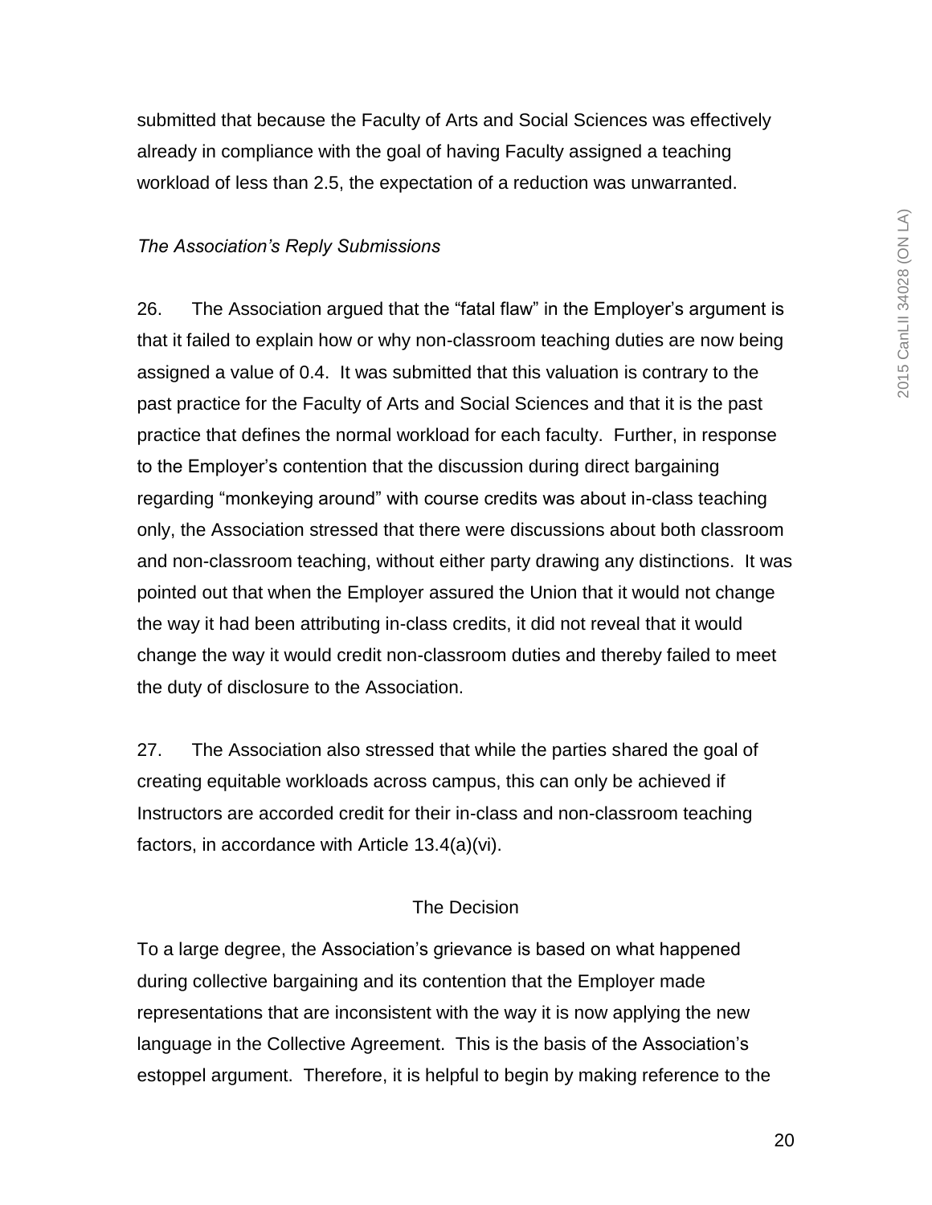submitted that because the Faculty of Arts and Social Sciences was effectively already in compliance with the goal of having Faculty assigned a teaching workload of less than 2.5, the expectation of a reduction was unwarranted.

*The Association's Reply Submissions*

26. The Association argued that the "fatal flaw" in the Employer's argument is that it failed to explain how or why non-classroom teaching duties are now being assigned a value of 0.4. It was submitted that this valuation is contrary to the past practice for the Faculty of Arts and Social Sciences and that it is the past practice that defines the normal workload for each faculty. Further, in response to the Employer's contention that the discussion during direct bargaining regarding "monkeying around" with course credits was about in-class teaching only, the Association stressed that there were discussions about both classroom and non-classroom teaching, without either party drawing any distinctions. It was pointed out that when the Employer assured the Union that it would not change the way it had been attributing in-class credits, it did not reveal that it would change the way it would credit non-classroom duties and thereby failed to meet the duty of disclosure to the Association.

27. The Association also stressed that while the parties shared the goal of creating equitable workloads across campus, this can only be achieved if Instructors are accorded credit for their in-class and non-classroom teaching factors, in accordance with Article 13.4(a)(vi).

## The Decision

To a large degree, the Association's grievance is based on what happened during collective bargaining and its contention that the Employer made representations that are inconsistent with the way it is now applying the new language in the Collective Agreement. This is the basis of the Association's estoppel argument. Therefore, it is helpful to begin by making reference to the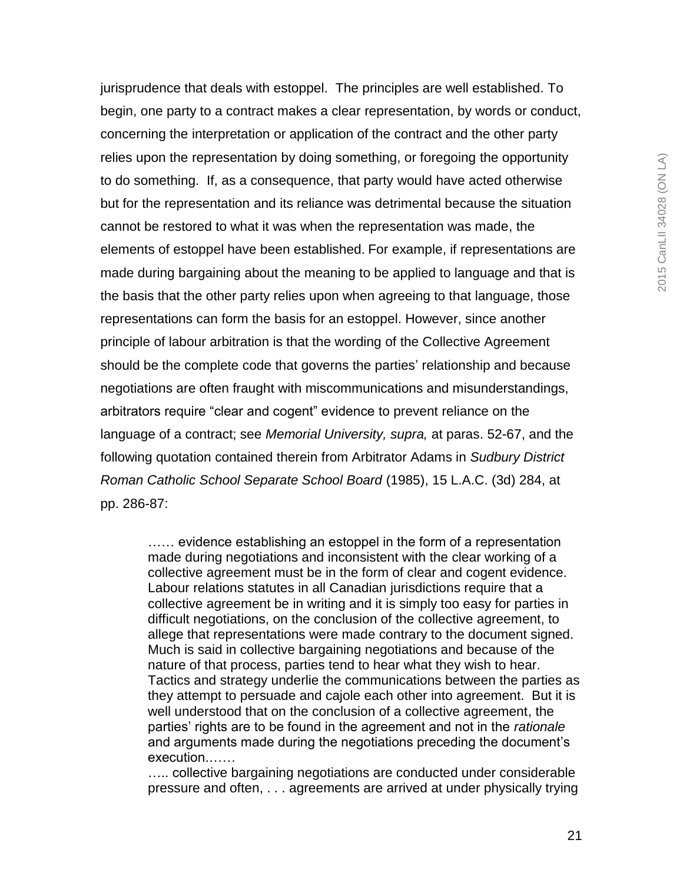jurisprudence that deals with estoppel. The principles are well established. To begin, one party to a contract makes a clear representation, by words or conduct, concerning the interpretation or application of the contract and the other party relies upon the representation by doing something, or foregoing the opportunity to do something. If, as a consequence, that party would have acted otherwise but for the representation and its reliance was detrimental because the situation cannot be restored to what it was when the representation was made, the elements of estoppel have been established. For example, if representations are made during bargaining about the meaning to be applied to language and that is the basis that the other party relies upon when agreeing to that language, those representations can form the basis for an estoppel. However, since another principle of labour arbitration is that the wording of the Collective Agreement should be the complete code that governs the parties' relationship and because negotiations are often fraught with miscommunications and misunderstandings, arbitrators require "clear and cogent" evidence to prevent reliance on the language of a contract; see *Memorial University, supra,* at paras. 52-67, and the following quotation contained therein from Arbitrator Adams in *Sudbury District Roman Catholic School Separate School Board* (1985), 15 L.A.C. (3d) 284, at pp. 286-87:

> …… evidence establishing an estoppel in the form of a representation made during negotiations and inconsistent with the clear working of a collective agreement must be in the form of clear and cogent evidence. Labour relations statutes in all Canadian jurisdictions require that a collective agreement be in writing and it is simply too easy for parties in difficult negotiations, on the conclusion of the collective agreement, to allege that representations were made contrary to the document signed. Much is said in collective bargaining negotiations and because of the nature of that process, parties tend to hear what they wish to hear. Tactics and strategy underlie the communications between the parties as they attempt to persuade and cajole each other into agreement. But it is well understood that on the conclusion of a collective agreement, the parties' rights are to be found in the agreement and not in the *rationale* and arguments made during the negotiations preceding the document's execution.……
>
> ….. collective bargaining negotiations are conducted under considerable pressure and often, . . . agreements are arrived at under physically trying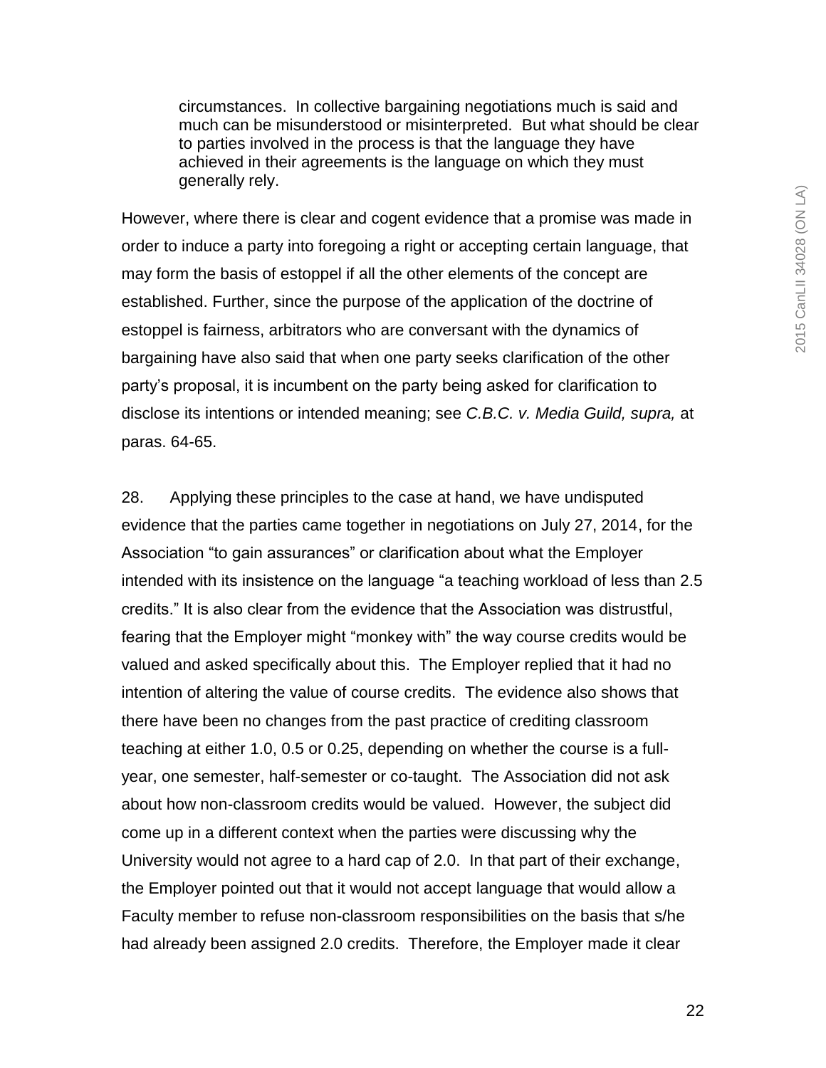> circumstances. In collective bargaining negotiations much is said and much can be misunderstood or misinterpreted. But what should be clear to parties involved in the process is that the language they have achieved in their agreements is the language on which they must generally rely.

However, where there is clear and cogent evidence that a promise was made in order to induce a party into foregoing a right or accepting certain language, that may form the basis of estoppel if all the other elements of the concept are established. Further, since the purpose of the application of the doctrine of estoppel is fairness, arbitrators who are conversant with the dynamics of bargaining have also said that when one party seeks clarification of the other party's proposal, it is incumbent on the party being asked for clarification to disclose its intentions or intended meaning; see *C.B.C. v. Media Guild, supra,* at paras. 64-65.

28. Applying these principles to the case at hand, we have undisputed evidence that the parties came together in negotiations on July 27, 2014, for the Association "to gain assurances" or clarification about what the Employer intended with its insistence on the language "a teaching workload of less than 2.5 credits." It is also clear from the evidence that the Association was distrustful, fearing that the Employer might "monkey with" the way course credits would be valued and asked specifically about this. The Employer replied that it had no intention of altering the value of course credits. The evidence also shows that there have been no changes from the past practice of crediting classroom teaching at either 1.0, 0.5 or 0.25, depending on whether the course is a full-year, one semester, half-semester or co-taught. The Association did not ask about how non-classroom credits would be valued. However, the subject did come up in a different context when the parties were discussing why the University would not agree to a hard cap of 2.0. In that part of their exchange, the Employer pointed out that it would not accept language that would allow a Faculty member to refuse non-classroom responsibilities on the basis that s/he had already been assigned 2.0 credits. Therefore, the Employer made it clear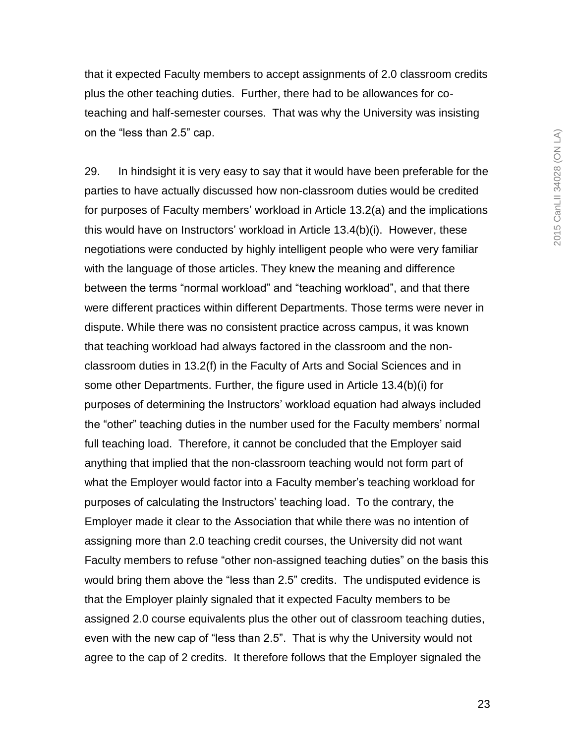that it expected Faculty members to accept assignments of 2.0 classroom credits plus the other teaching duties. Further, there had to be allowances for co-teaching and half-semester courses. That was why the University was insisting on the “less than 2.5” cap.

29. In hindsight it is very easy to say that it would have been preferable for the parties to have actually discussed how non-classroom duties would be credited for purposes of Faculty members’ workload in Article 13.2(a) and the implications this would have on Instructors’ workload in Article 13.4(b)(i). However, these negotiations were conducted by highly intelligent people who were very familiar with the language of those articles. They knew the meaning and difference between the terms “normal workload” and “teaching workload”, and that there were different practices within different Departments. Those terms were never in dispute. While there was no consistent practice across campus, it was known that teaching workload had always factored in the classroom and the non-classroom duties in 13.2(f) in the Faculty of Arts and Social Sciences and in some other Departments. Further, the figure used in Article 13.4(b)(i) for purposes of determining the Instructors’ workload equation had always included the “other” teaching duties in the number used for the Faculty members’ normal full teaching load. Therefore, it cannot be concluded that the Employer said anything that implied that the non-classroom teaching would not form part of what the Employer would factor into a Faculty member’s teaching workload for purposes of calculating the Instructors’ teaching load. To the contrary, the Employer made it clear to the Association that while there was no intention of assigning more than 2.0 teaching credit courses, the University did not want Faculty members to refuse “other non-assigned teaching duties” on the basis this would bring them above the “less than 2.5” credits. The undisputed evidence is that the Employer plainly signaled that it expected Faculty members to be assigned 2.0 course equivalents plus the other out of classroom teaching duties, even with the new cap of “less than 2.5”. That is why the University would not agree to the cap of 2 credits. It therefore follows that the Employer signaled the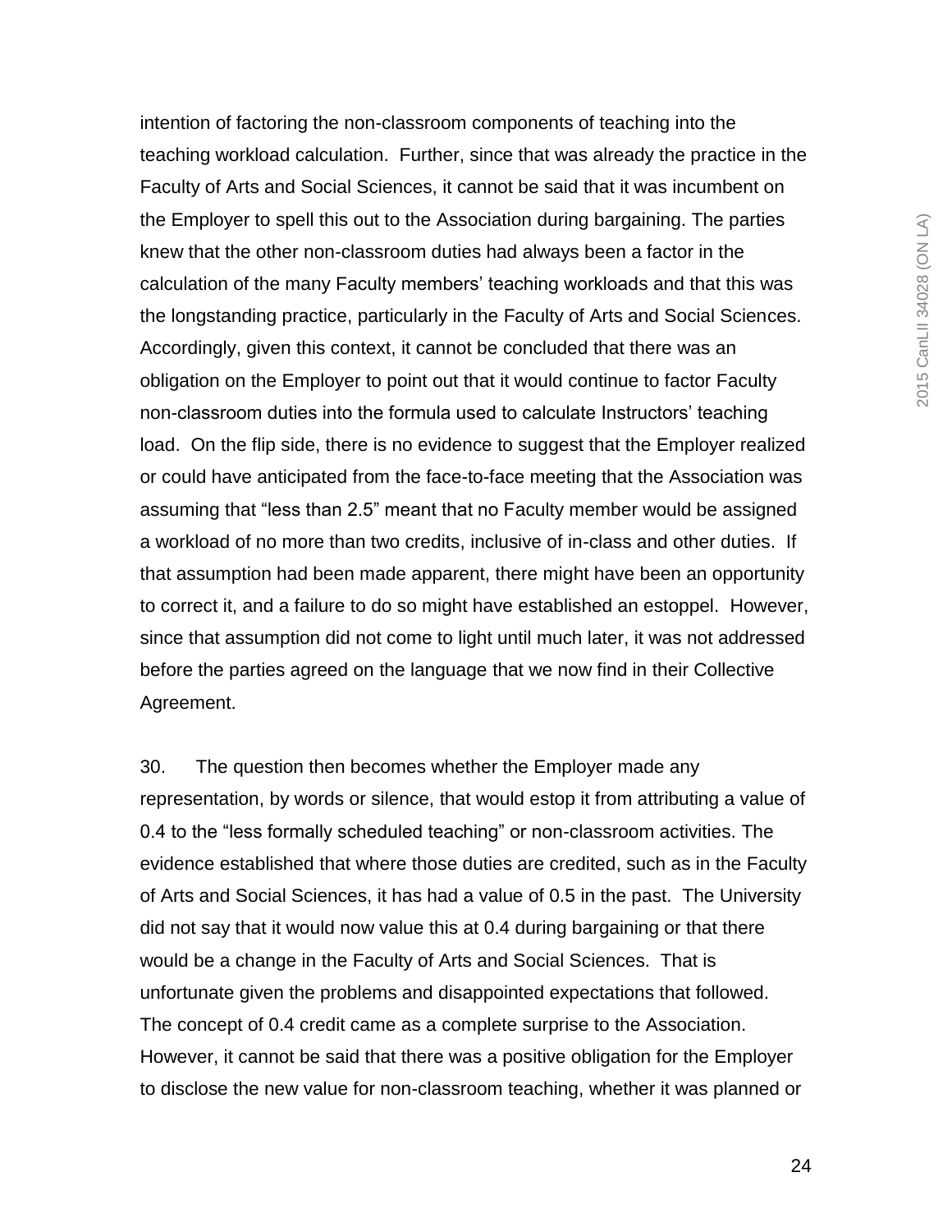intention of factoring the non-classroom components of teaching into the teaching workload calculation. Further, since that was already the practice in the Faculty of Arts and Social Sciences, it cannot be said that it was incumbent on the Employer to spell this out to the Association during bargaining. The parties knew that the other non-classroom duties had always been a factor in the calculation of the many Faculty members' teaching workloads and that this was the longstanding practice, particularly in the Faculty of Arts and Social Sciences. Accordingly, given this context, it cannot be concluded that there was an obligation on the Employer to point out that it would continue to factor Faculty non-classroom duties into the formula used to calculate Instructors' teaching load. On the flip side, there is no evidence to suggest that the Employer realized or could have anticipated from the face-to-face meeting that the Association was assuming that "less than 2.5" meant that no Faculty member would be assigned a workload of no more than two credits, inclusive of in-class and other duties. If that assumption had been made apparent, there might have been an opportunity to correct it, and a failure to do so might have established an estoppel. However, since that assumption did not come to light until much later, it was not addressed before the parties agreed on the language that we now find in their Collective Agreement.

30. The question then becomes whether the Employer made any representation, by words or silence, that would estop it from attributing a value of 0.4 to the "less formally scheduled teaching" or non-classroom activities. The evidence established that where those duties are credited, such as in the Faculty of Arts and Social Sciences, it has had a value of 0.5 in the past. The University did not say that it would now value this at 0.4 during bargaining or that there would be a change in the Faculty of Arts and Social Sciences. That is unfortunate given the problems and disappointed expectations that followed. The concept of 0.4 credit came as a complete surprise to the Association. However, it cannot be said that there was a positive obligation for the Employer to disclose the new value for non-classroom teaching, whether it was planned or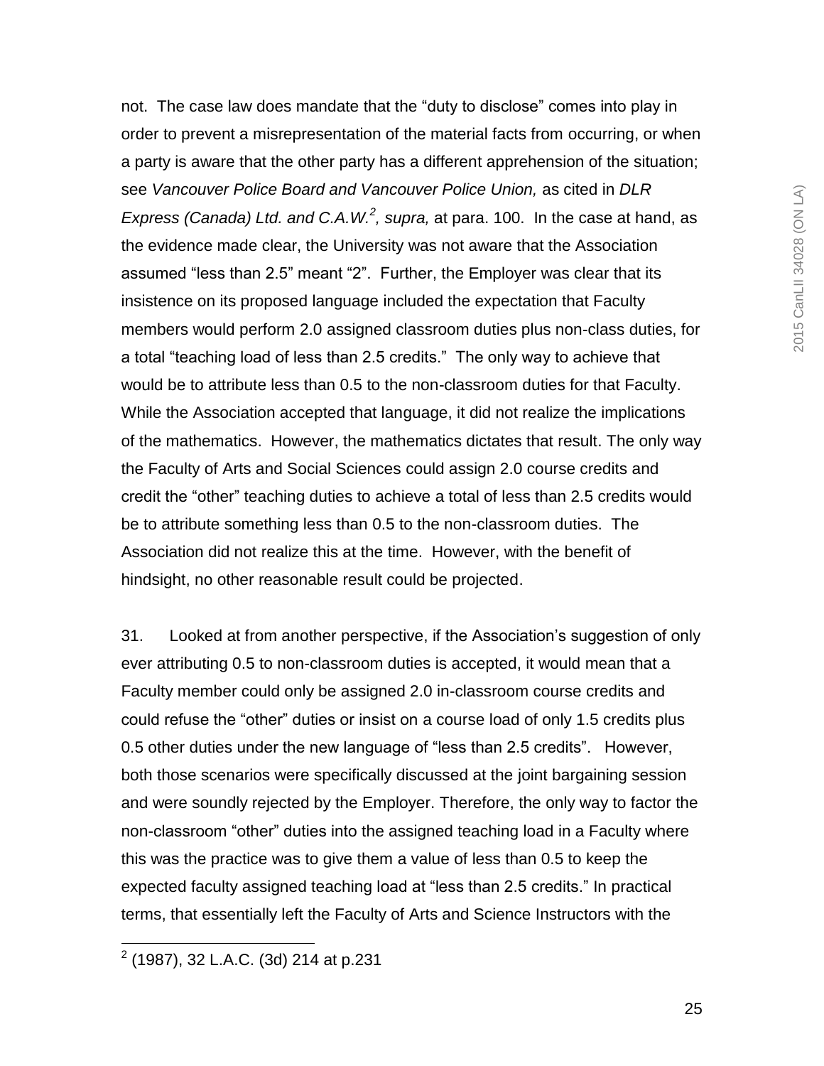not. The case law does mandate that the "duty to disclose" comes into play in order to prevent a misrepresentation of the material facts from occurring, or when a party is aware that the other party has a different apprehension of the situation; see *Vancouver Police Board and Vancouver Police Union,* as cited in *DLR Express (Canada) Ltd. and C.A.W.*[2]*, supra,* at para. 100. In the case at hand, as the evidence made clear, the University was not aware that the Association assumed "less than 2.5" meant "2". Further, the Employer was clear that its insistence on its proposed language included the expectation that Faculty members would perform 2.0 assigned classroom duties plus non-class duties, for a total "teaching load of less than 2.5 credits." The only way to achieve that would be to attribute less than 0.5 to the non-classroom duties for that Faculty. While the Association accepted that language, it did not realize the implications of the mathematics. However, the mathematics dictates that result. The only way the Faculty of Arts and Social Sciences could assign 2.0 course credits and credit the "other" teaching duties to achieve a total of less than 2.5 credits would be to attribute something less than 0.5 to the non-classroom duties. The Association did not realize this at the time. However, with the benefit of hindsight, no other reasonable result could be projected.

31. Looked at from another perspective, if the Association's suggestion of only ever attributing 0.5 to non-classroom duties is accepted, it would mean that a Faculty member could only be assigned 2.0 in-classroom course credits and could refuse the "other" duties or insist on a course load of only 1.5 credits plus 0.5 other duties under the new language of "less than 2.5 credits". However, both those scenarios were specifically discussed at the joint bargaining session and were soundly rejected by the Employer. Therefore, the only way to factor the non-classroom "other" duties into the assigned teaching load in a Faculty where this was the practice was to give them a value of less than 0.5 to keep the expected faculty assigned teaching load at "less than 2.5 credits." In practical terms, that essentially left the Faculty of Arts and Science Instructors with the

[2] (1987), 32 L.A.C. (3d) 214 at p.231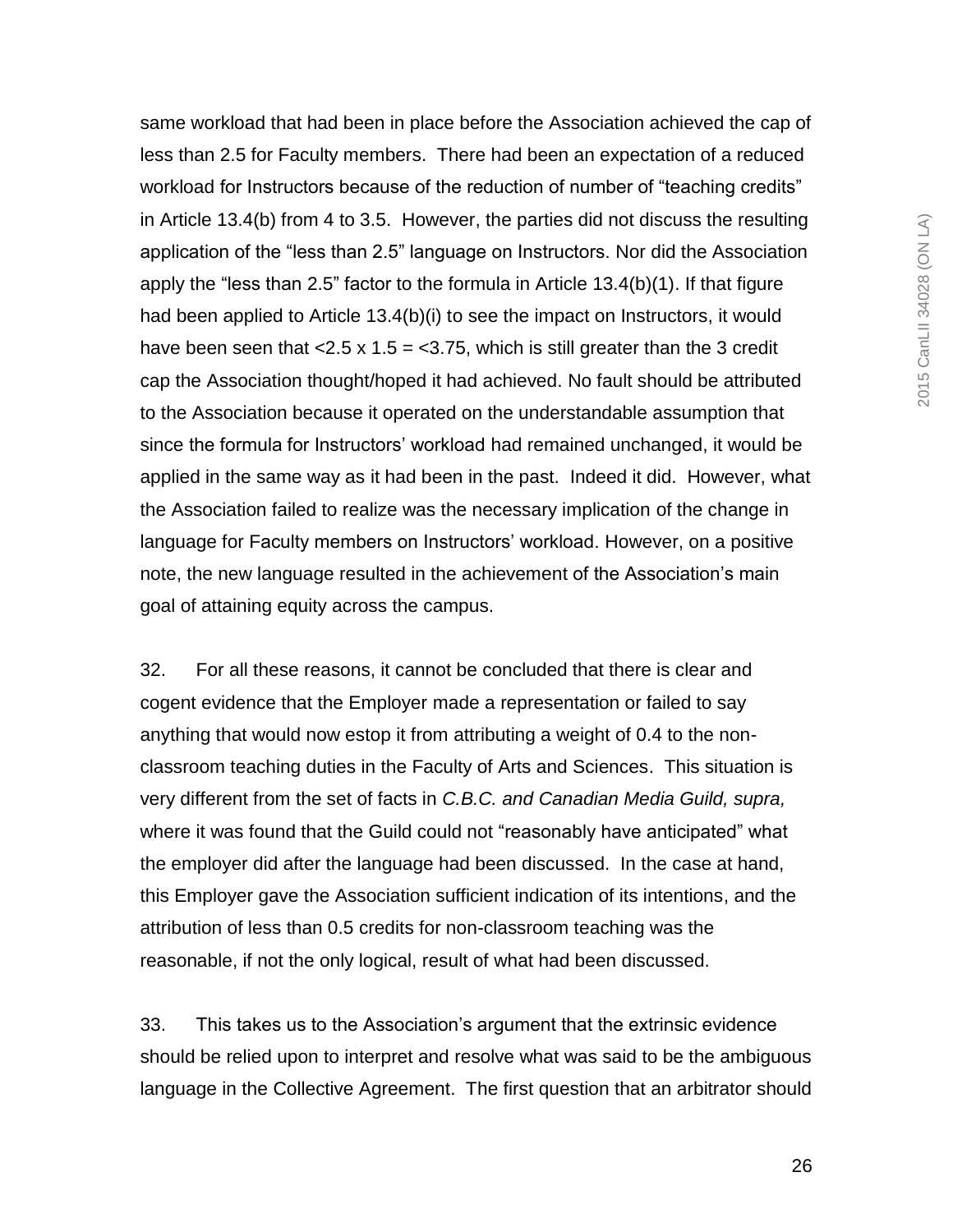same workload that had been in place before the Association achieved the cap of less than 2.5 for Faculty members. There had been an expectation of a reduced workload for Instructors because of the reduction of number of "teaching credits" in Article 13.4(b) from 4 to 3.5. However, the parties did not discuss the resulting application of the "less than 2.5" language on Instructors. Nor did the Association apply the "less than 2.5" factor to the formula in Article 13.4(b)(1). If that figure had been applied to Article 13.4(b)(i) to see the impact on Instructors, it would have been seen that $<2.5 \times 1.5 = <3.75$, which is still greater than the 3 credit cap the Association thought/hoped it had achieved. No fault should be attributed to the Association because it operated on the understandable assumption that since the formula for Instructors' workload had remained unchanged, it would be applied in the same way as it had been in the past. Indeed it did. However, what the Association failed to realize was the necessary implication of the change in language for Faculty members on Instructors' workload. However, on a positive note, the new language resulted in the achievement of the Association's main goal of attaining equity across the campus.

32. For all these reasons, it cannot be concluded that there is clear and cogent evidence that the Employer made a representation or failed to say anything that would now estop it from attributing a weight of 0.4 to the non-classroom teaching duties in the Faculty of Arts and Sciences. This situation is very different from the set of facts in *C.B.C. and Canadian Media Guild, supra,* where it was found that the Guild could not "reasonably have anticipated" what the employer did after the language had been discussed. In the case at hand, this Employer gave the Association sufficient indication of its intentions, and the attribution of less than 0.5 credits for non-classroom teaching was the reasonable, if not the only logical, result of what had been discussed.

33. This takes us to the Association's argument that the extrinsic evidence should be relied upon to interpret and resolve what was said to be the ambiguous language in the Collective Agreement. The first question that an arbitrator should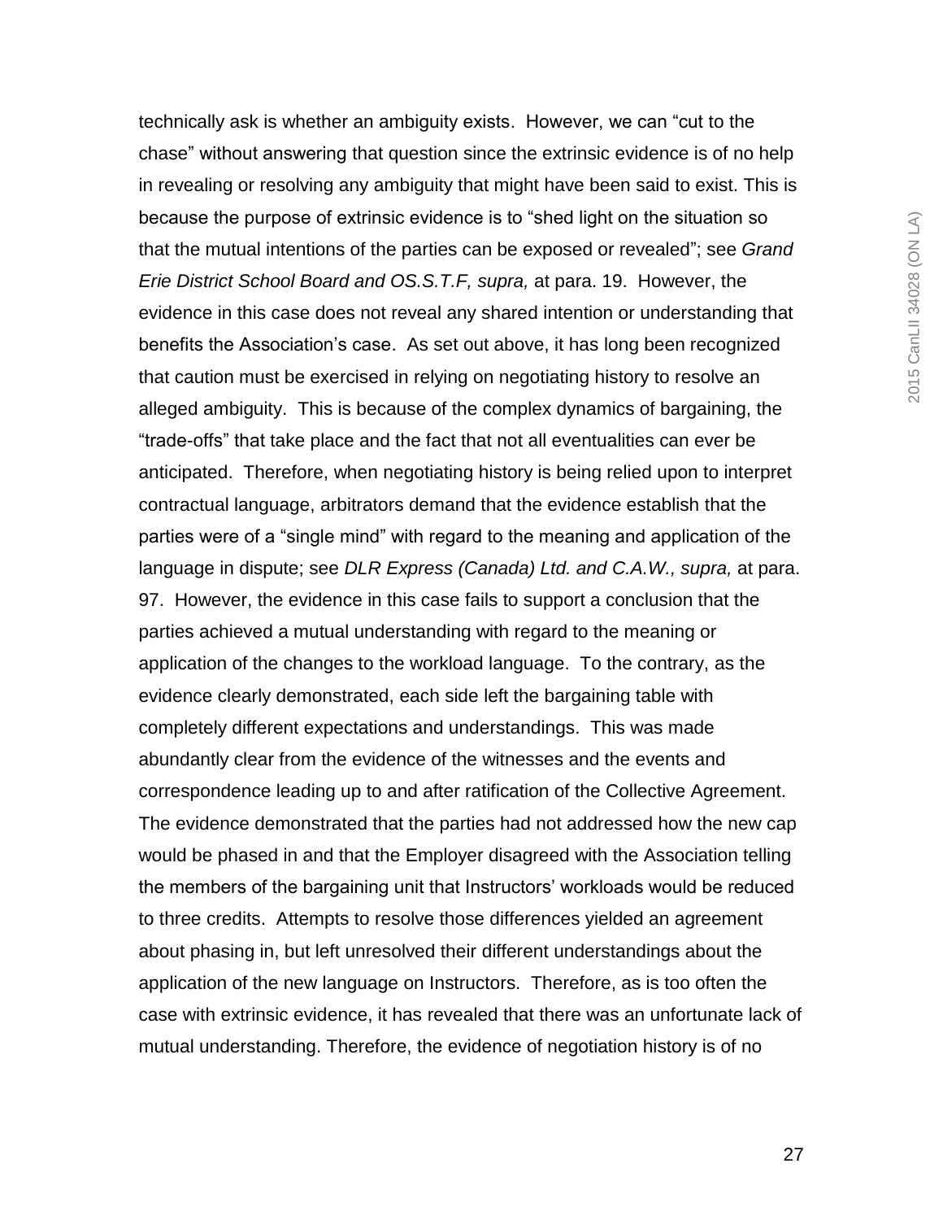technically ask is whether an ambiguity exists. However, we can "cut to the chase" without answering that question since the extrinsic evidence is of no help in revealing or resolving any ambiguity that might have been said to exist. This is because the purpose of extrinsic evidence is to "shed light on the situation so that the mutual intentions of the parties can be exposed or revealed"; see *Grand Erie District School Board and OS.S.T.F, supra,* at para. 19. However, the evidence in this case does not reveal any shared intention or understanding that benefits the Association's case. As set out above, it has long been recognized that caution must be exercised in relying on negotiating history to resolve an alleged ambiguity. This is because of the complex dynamics of bargaining, the "trade-offs" that take place and the fact that not all eventualities can ever be anticipated. Therefore, when negotiating history is being relied upon to interpret contractual language, arbitrators demand that the evidence establish that the parties were of a "single mind" with regard to the meaning and application of the language in dispute; see *DLR Express (Canada) Ltd. and C.A.W., supra,* at para. 97. However, the evidence in this case fails to support a conclusion that the parties achieved a mutual understanding with regard to the meaning or application of the changes to the workload language. To the contrary, as the evidence clearly demonstrated, each side left the bargaining table with completely different expectations and understandings. This was made abundantly clear from the evidence of the witnesses and the events and correspondence leading up to and after ratification of the Collective Agreement. The evidence demonstrated that the parties had not addressed how the new cap would be phased in and that the Employer disagreed with the Association telling the members of the bargaining unit that Instructors' workloads would be reduced to three credits. Attempts to resolve those differences yielded an agreement about phasing in, but left unresolved their different understandings about the application of the new language on Instructors. Therefore, as is too often the case with extrinsic evidence, it has revealed that there was an unfortunate lack of mutual understanding. Therefore, the evidence of negotiation history is of no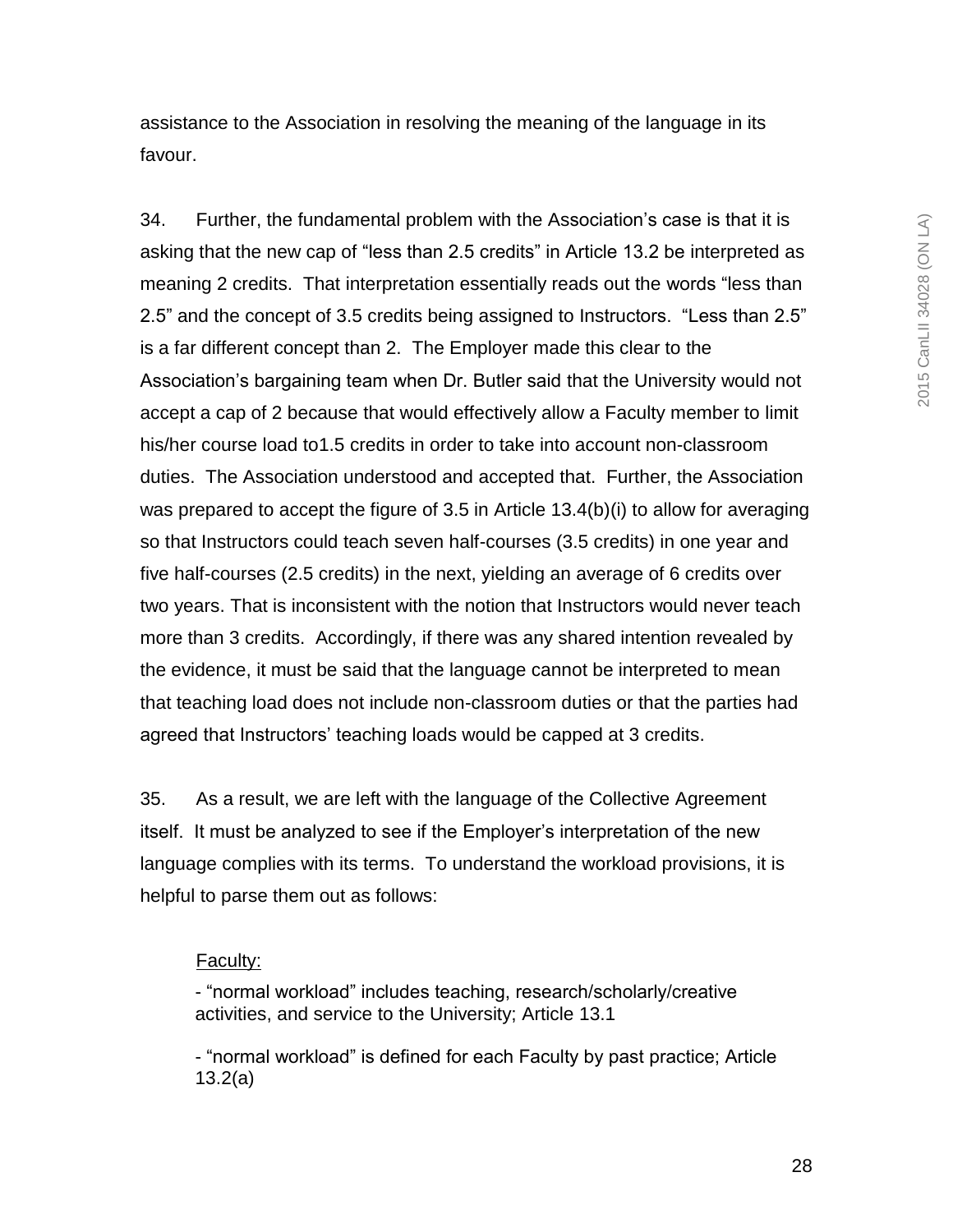assistance to the Association in resolving the meaning of the language in its favour.

34. Further, the fundamental problem with the Association's case is that it is asking that the new cap of "less than 2.5 credits" in Article 13.2 be interpreted as meaning 2 credits. That interpretation essentially reads out the words "less than 2.5" and the concept of 3.5 credits being assigned to Instructors. "Less than 2.5" is a far different concept than 2. The Employer made this clear to the Association's bargaining team when Dr. Butler said that the University would not accept a cap of 2 because that would effectively allow a Faculty member to limit his/her course load to1.5 credits in order to take into account non-classroom duties. The Association understood and accepted that. Further, the Association was prepared to accept the figure of 3.5 in Article 13.4(b)(i) to allow for averaging so that Instructors could teach seven half-courses (3.5 credits) in one year and five half-courses (2.5 credits) in the next, yielding an average of 6 credits over two years. That is inconsistent with the notion that Instructors would never teach more than 3 credits. Accordingly, if there was any shared intention revealed by the evidence, it must be said that the language cannot be interpreted to mean that teaching load does not include non-classroom duties or that the parties had agreed that Instructors' teaching loads would be capped at 3 credits.

35. As a result, we are left with the language of the Collective Agreement itself. It must be analyzed to see if the Employer's interpretation of the new language complies with its terms. To understand the workload provisions, it is helpful to parse them out as follows:

Faculty:

- "normal workload" includes teaching, research/scholarly/creative activities, and service to the University; Article 13.1

- "normal workload" is defined for each Faculty by past practice; Article 13.2(a)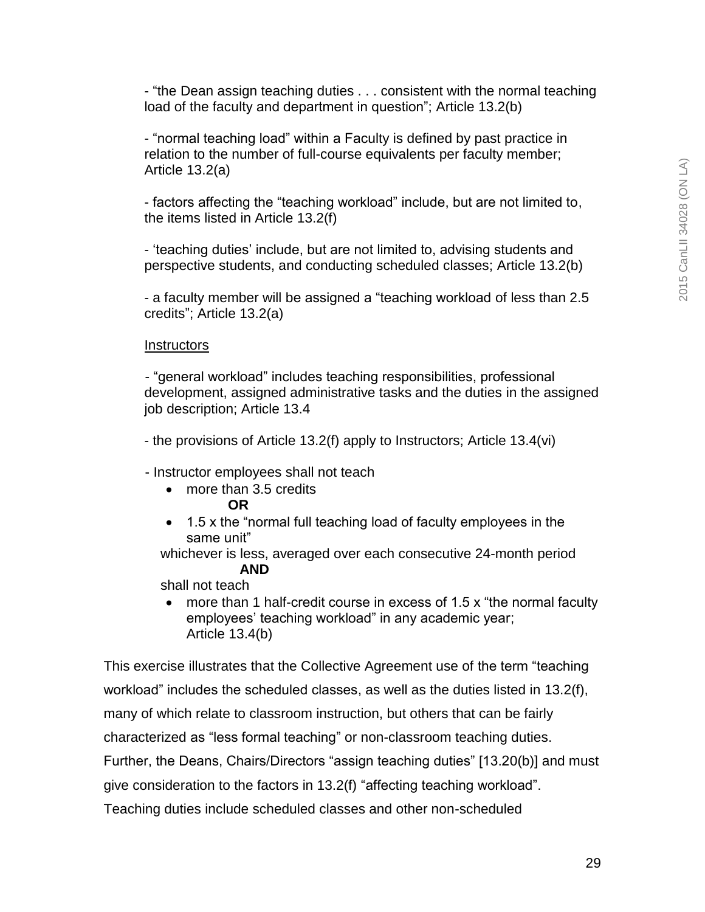- "the Dean assign teaching duties . . . consistent with the normal teaching load of the faculty and department in question"; Article 13.2(b)

- "normal teaching load" within a Faculty is defined by past practice in relation to the number of full-course equivalents per faculty member; Article 13.2(a)

- factors affecting the "teaching workload" include, but are not limited to, the items listed in Article 13.2(f)

- 'teaching duties' include, but are not limited to, advising students and perspective students, and conducting scheduled classes; Article 13.2(b)

- a faculty member will be assigned a "teaching workload of less than 2.5 credits"; Article 13.2(a)

<u>Instructors</u>

- "general workload" includes teaching responsibilities, professional development, assigned administrative tasks and the duties in the assigned job description; Article 13.4

- the provisions of Article 13.2(f) apply to Instructors; Article 13.4(vi)

- Instructor employees shall not teach

  - more than 3.5 credits

    **OR**

  - 1.5 x the "normal full teaching load of faculty employees in the same unit"

  whichever is less, averaged over each consecutive 24-month period

  **AND**

  shall not teach

  - more than 1 half-credit course in excess of 1.5 x "the normal faculty employees' teaching workload" in any academic year; Article 13.4(b)

This exercise illustrates that the Collective Agreement use of the term "teaching workload" includes the scheduled classes, as well as the duties listed in 13.2(f), many of which relate to classroom instruction, but others that can be fairly characterized as "less formal teaching" or non-classroom teaching duties. Further, the Deans, Chairs/Directors "assign teaching duties" [13.20(b)] and must give consideration to the factors in 13.2(f) "affecting teaching workload". Teaching duties include scheduled classes and other non-scheduled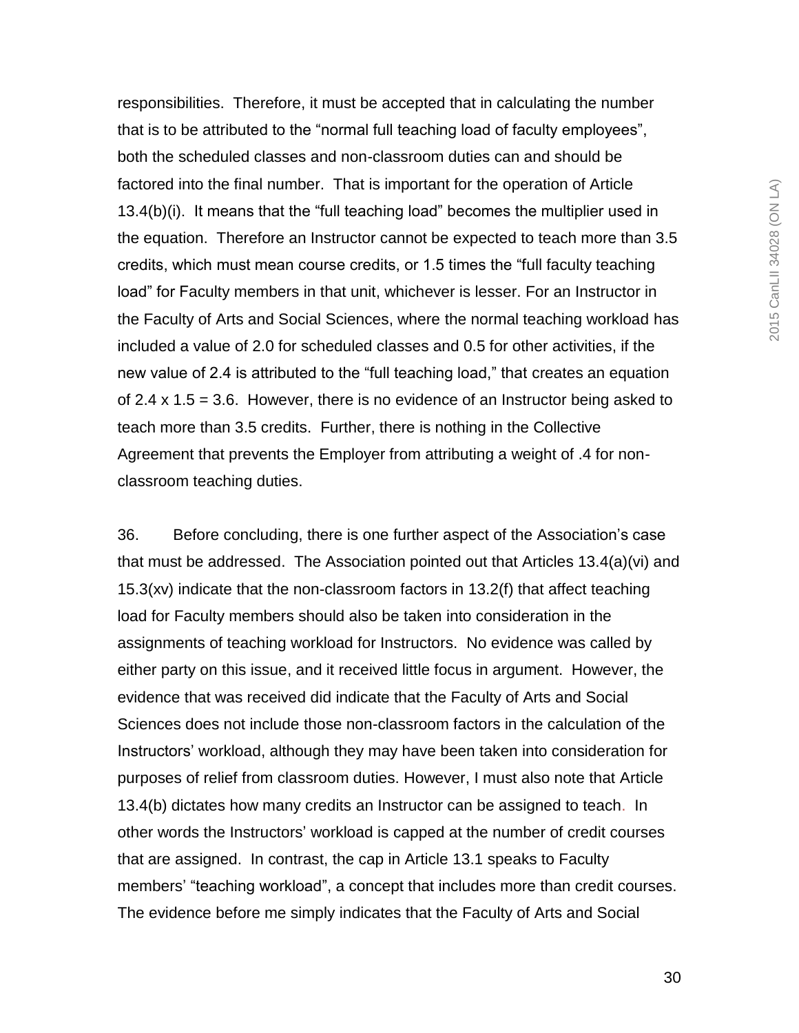responsibilities. Therefore, it must be accepted that in calculating the number that is to be attributed to the "normal full teaching load of faculty employees", both the scheduled classes and non-classroom duties can and should be factored into the final number. That is important for the operation of Article 13.4(b)(i). It means that the "full teaching load" becomes the multiplier used in the equation. Therefore an Instructor cannot be expected to teach more than 3.5 credits, which must mean course credits, or 1.5 times the "full faculty teaching load" for Faculty members in that unit, whichever is lesser. For an Instructor in the Faculty of Arts and Social Sciences, where the normal teaching workload has included a value of 2.0 for scheduled classes and 0.5 for other activities, if the new value of 2.4 is attributed to the "full teaching load," that creates an equation of 2.4 x 1.5 = 3.6. However, there is no evidence of an Instructor being asked to teach more than 3.5 credits. Further, there is nothing in the Collective Agreement that prevents the Employer from attributing a weight of .4 for non-classroom teaching duties.

36. Before concluding, there is one further aspect of the Association's case that must be addressed. The Association pointed out that Articles 13.4(a)(vi) and 15.3(xv) indicate that the non-classroom factors in 13.2(f) that affect teaching load for Faculty members should also be taken into consideration in the assignments of teaching workload for Instructors. No evidence was called by either party on this issue, and it received little focus in argument. However, the evidence that was received did indicate that the Faculty of Arts and Social Sciences does not include those non-classroom factors in the calculation of the Instructors' workload, although they may have been taken into consideration for purposes of relief from classroom duties. However, I must also note that Article 13.4(b) dictates how many credits an Instructor can be assigned to teach. In other words the Instructors' workload is capped at the number of credit courses that are assigned. In contrast, the cap in Article 13.1 speaks to Faculty members' "teaching workload", a concept that includes more than credit courses. The evidence before me simply indicates that the Faculty of Arts and Social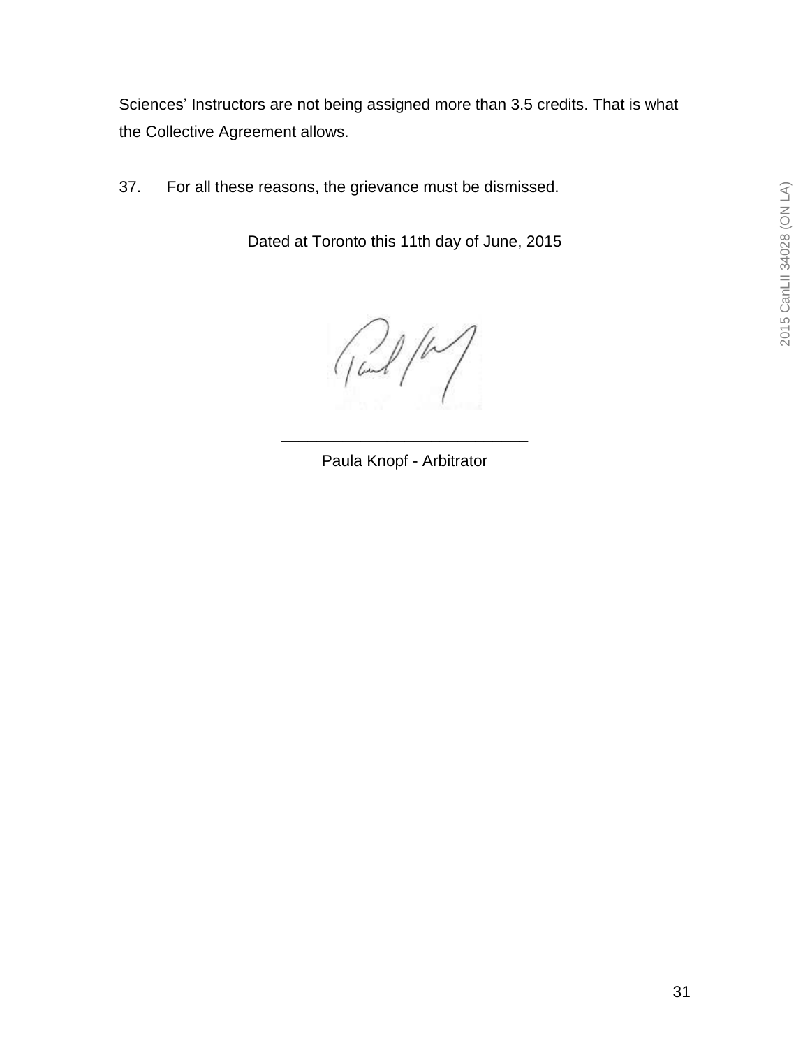Sciences' Instructors are not being assigned more than 3.5 credits. That is what the Collective Agreement allows.

37. For all these reasons, the grievance must be dismissed.

Dated at Toronto this 11th day of June, 2015

___________________________

Paula Knopf - Arbitrator